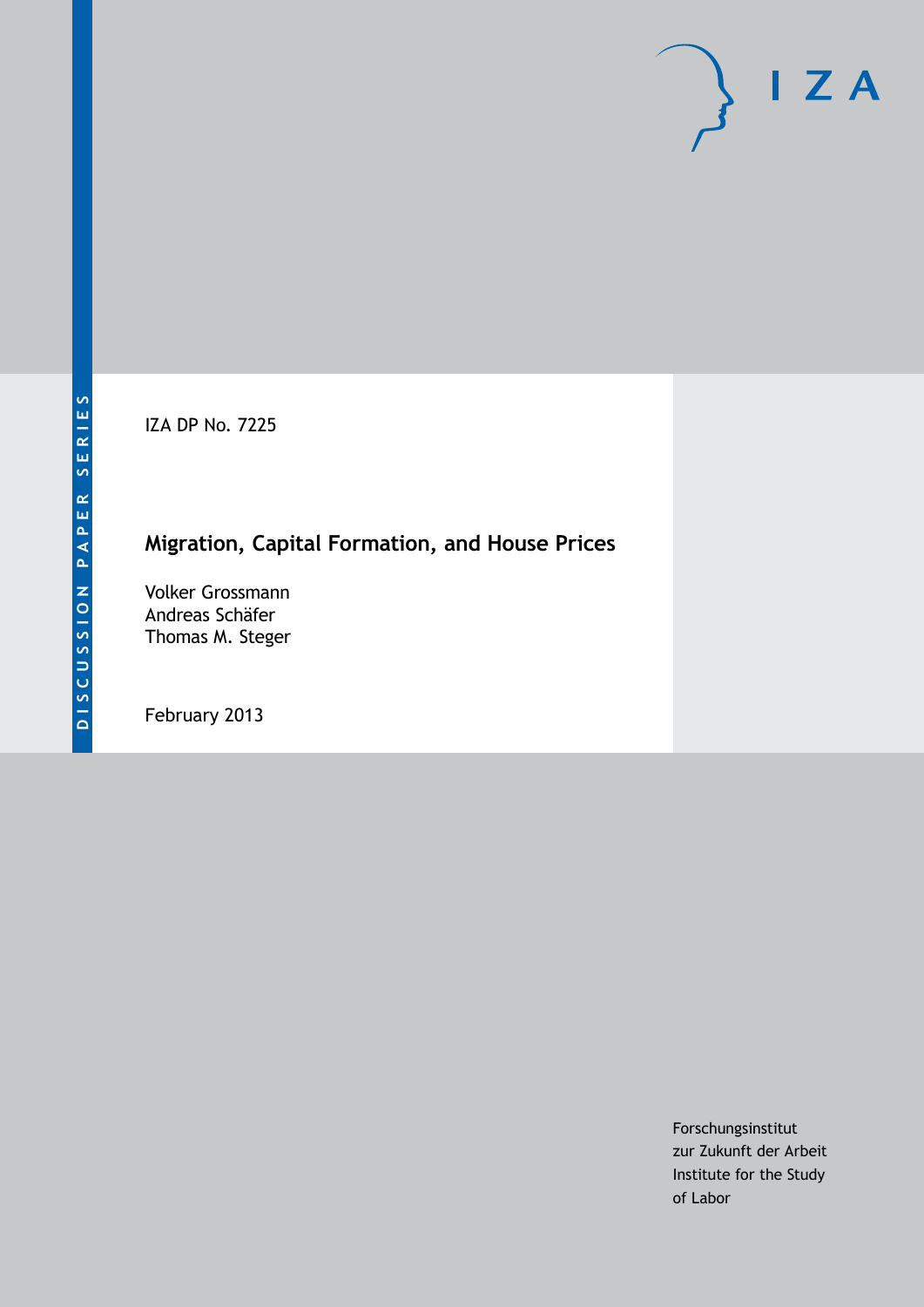DISCUSSION PAPER SERIES

IZA DP No. 7225

# Migration, Capital Formation, and House Prices

Volker Grossmann
Andreas Schäfer
Thomas M. Steger

February 2013

Forschungsinstitut
zur Zukunft der Arbeit
Institute for the Study
of Labor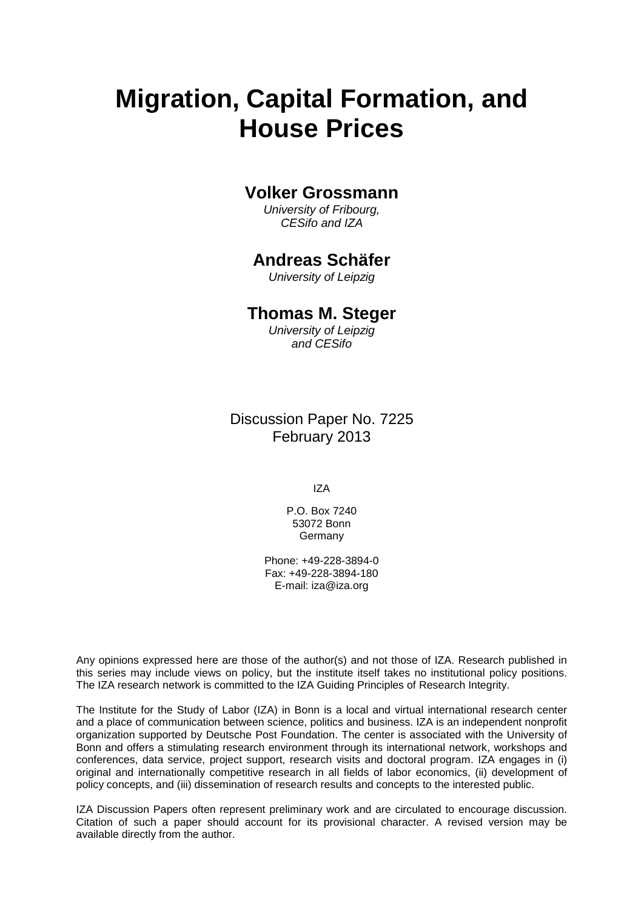# Migration, Capital Formation, and House Prices

**Volker Grossmann**
*University of Fribourg,*
*CESifo and IZA*

**Andreas Schäfer**
*University of Leipzig*

**Thomas M. Steger**
*University of Leipzig*
*and CESifo*

Discussion Paper No. 7225
February 2013

IZA

P.O. Box 7240
53072 Bonn
Germany

Phone: +49-228-3894-0
Fax: +49-228-3894-180
E-mail: iza@iza.org

Any opinions expressed here are those of the author(s) and not those of IZA. Research published in this series may include views on policy, but the institute itself takes no institutional policy positions. The IZA research network is committed to the IZA Guiding Principles of Research Integrity.

The Institute for the Study of Labor (IZA) in Bonn is a local and virtual international research center and a place of communication between science, politics and business. IZA is an independent nonprofit organization supported by Deutsche Post Foundation. The center is associated with the University of Bonn and offers a stimulating research environment through its international network, workshops and conferences, data service, project support, research visits and doctoral program. IZA engages in (i) original and internationally competitive research in all fields of labor economics, (ii) development of policy concepts, and (iii) dissemination of research results and concepts to the interested public.

IZA Discussion Papers often represent preliminary work and are circulated to encourage discussion. Citation of such a paper should account for its provisional character. A revised version may be available directly from the author.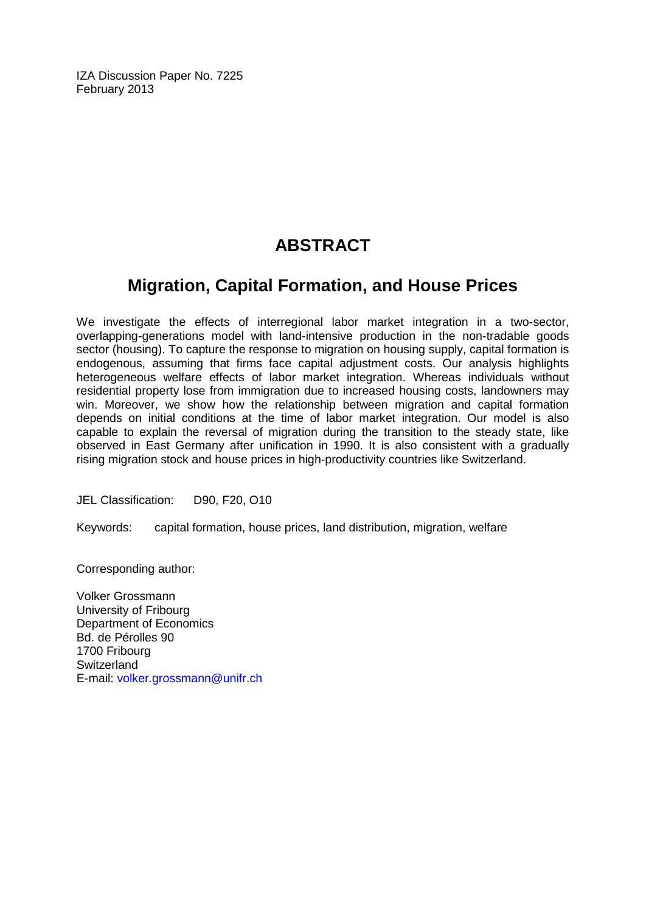IZA Discussion Paper No. 7225
February 2013

# ABSTRACT

## Migration, Capital Formation, and House Prices

We investigate the effects of interregional labor market integration in a two-sector, overlapping-generations model with land-intensive production in the non-tradable goods sector (housing). To capture the response to migration on housing supply, capital formation is endogenous, assuming that firms face capital adjustment costs. Our analysis highlights heterogeneous welfare effects of labor market integration. Whereas individuals without residential property lose from immigration due to increased housing costs, landowners may win. Moreover, we show how the relationship between migration and capital formation depends on initial conditions at the time of labor market integration. Our model is also capable to explain the reversal of migration during the transition to the steady state, like observed in East Germany after unification in 1990. It is also consistent with a gradually rising migration stock and house prices in high-productivity countries like Switzerland.

JEL Classification: D90, F20, O10

Keywords: capital formation, house prices, land distribution, migration, welfare

Corresponding author:

Volker Grossmann
University of Fribourg
Department of Economics
Bd. de Pérolles 90
1700 Fribourg
Switzerland
E-mail: volker.grossmann@unifr.ch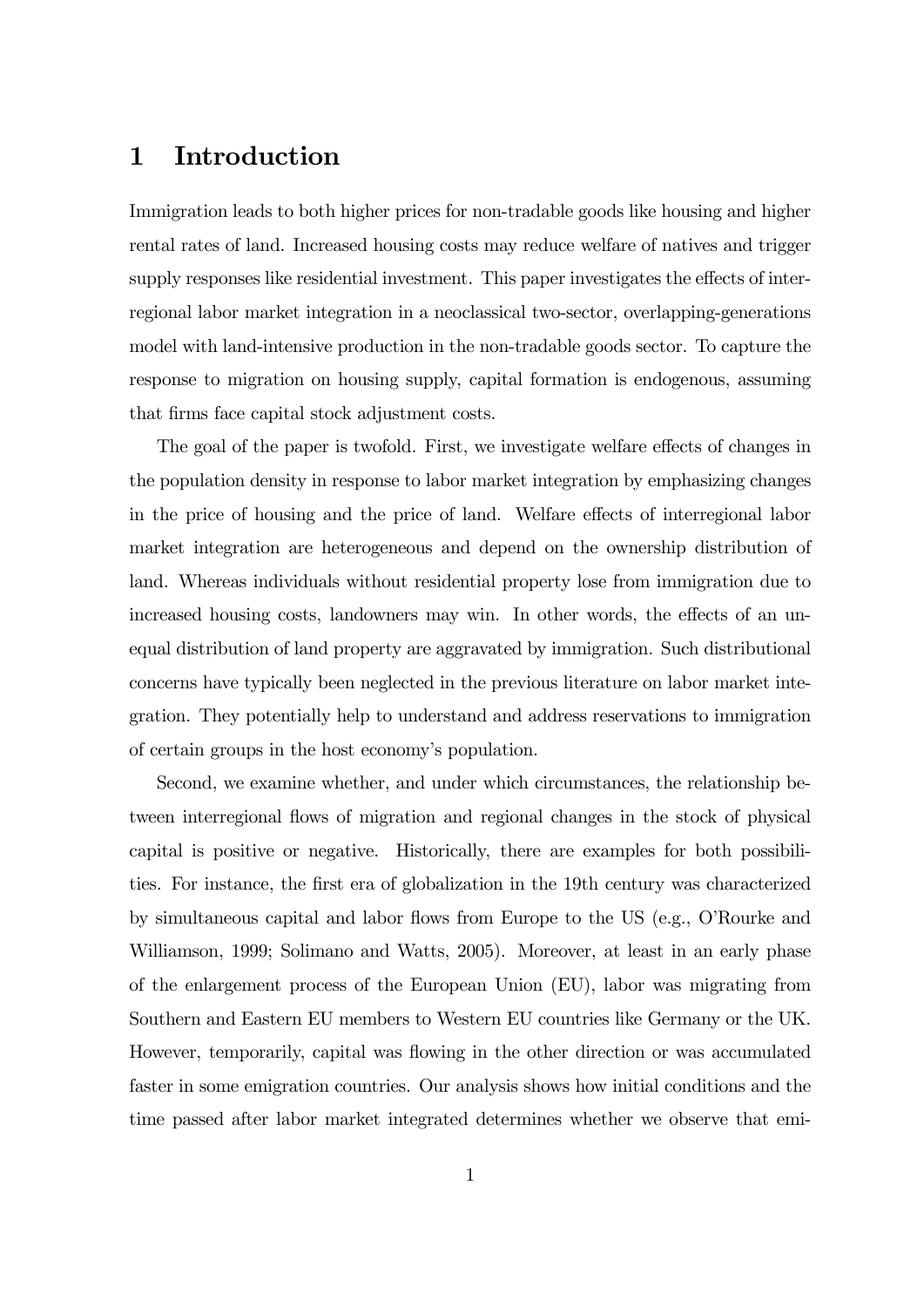# 1 Introduction

Immigration leads to both higher prices for non-tradable goods like housing and higher rental rates of land. Increased housing costs may reduce welfare of natives and trigger supply responses like residential investment. This paper investigates the effects of interregional labor market integration in a neoclassical two-sector, overlapping-generations model with land-intensive production in the non-tradable goods sector. To capture the response to migration on housing supply, capital formation is endogenous, assuming that firms face capital stock adjustment costs.

The goal of the paper is twofold. First, we investigate welfare effects of changes in the population density in response to labor market integration by emphasizing changes in the price of housing and the price of land. Welfare effects of interregional labor market integration are heterogeneous and depend on the ownership distribution of land. Whereas individuals without residential property lose from immigration due to increased housing costs, landowners may win. In other words, the effects of an unequal distribution of land property are aggravated by immigration. Such distributional concerns have typically been neglected in the previous literature on labor market integration. They potentially help to understand and address reservations to immigration of certain groups in the host economy's population.

Second, we examine whether, and under which circumstances, the relationship between interregional flows of migration and regional changes in the stock of physical capital is positive or negative. Historically, there are examples for both possibilities. For instance, the first era of globalization in the 19th century was characterized by simultaneous capital and labor flows from Europe to the US (e.g., O'Rourke and Williamson, 1999; Solimano and Watts, 2005). Moreover, at least in an early phase of the enlargement process of the European Union (EU), labor was migrating from Southern and Eastern EU members to Western EU countries like Germany or the UK. However, temporarily, capital was flowing in the other direction or was accumulated faster in some emigration countries. Our analysis shows how initial conditions and the time passed after labor market integrated determines whether we observe that emi-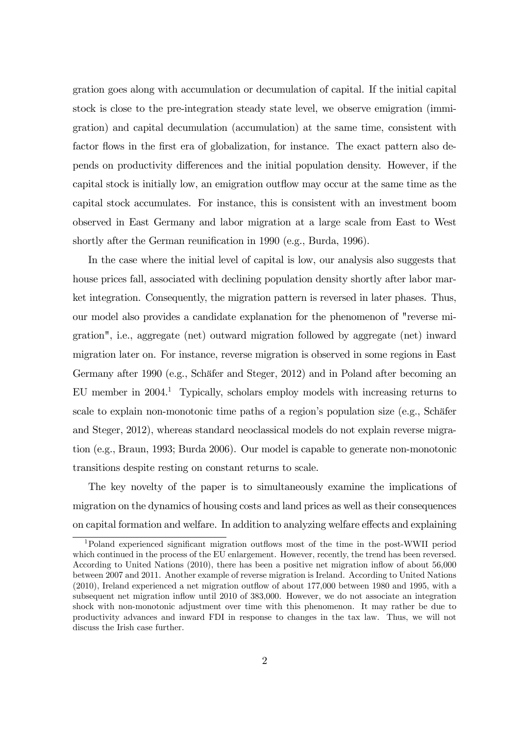gration goes along with accumulation or decumulation of capital. If the initial capital stock is close to the pre-integration steady state level, we observe emigration (immigration) and capital decumulation (accumulation) at the same time, consistent with factor flows in the first era of globalization, for instance. The exact pattern also depends on productivity differences and the initial population density. However, if the capital stock is initially low, an emigration outflow may occur at the same time as the capital stock accumulates. For instance, this is consistent with an investment boom observed in East Germany and labor migration at a large scale from East to West shortly after the German reunification in 1990 (e.g., Burda, 1996).

In the case where the initial level of capital is low, our analysis also suggests that house prices fall, associated with declining population density shortly after labor market integration. Consequently, the migration pattern is reversed in later phases. Thus, our model also provides a candidate explanation for the phenomenon of "reverse migration", i.e., aggregate (net) outward migration followed by aggregate (net) inward migration later on. For instance, reverse migration is observed in some regions in East Germany after 1990 (e.g., Schäfer and Steger, 2012) and in Poland after becoming an EU member in 2004.[1] Typically, scholars employ models with increasing returns to scale to explain non-monotonic time paths of a region's population size (e.g., Schäfer and Steger, 2012), whereas standard neoclassical models do not explain reverse migration (e.g., Braun, 1993; Burda 2006). Our model is capable to generate non-monotonic transitions despite resting on constant returns to scale.

The key novelty of the paper is to simultaneously examine the implications of migration on the dynamics of housing costs and land prices as well as their consequences on capital formation and welfare. In addition to analyzing welfare effects and explaining

[1] Poland experienced significant migration outflows most of the time in the post-WWII period which continued in the process of the EU enlargement. However, recently, the trend has been reversed. According to United Nations (2010), there has been a positive net migration inflow of about 56,000 between 2007 and 2011. Another example of reverse migration is Ireland. According to United Nations (2010), Ireland experienced a net migration outflow of about 177,000 between 1980 and 1995, with a subsequent net migration inflow until 2010 of 383,000. However, we do not associate an integration shock with non-monotonic adjustment over time with this phenomenon. It may rather be due to productivity advances and inward FDI in response to changes in the tax law. Thus, we will not discuss the Irish case further.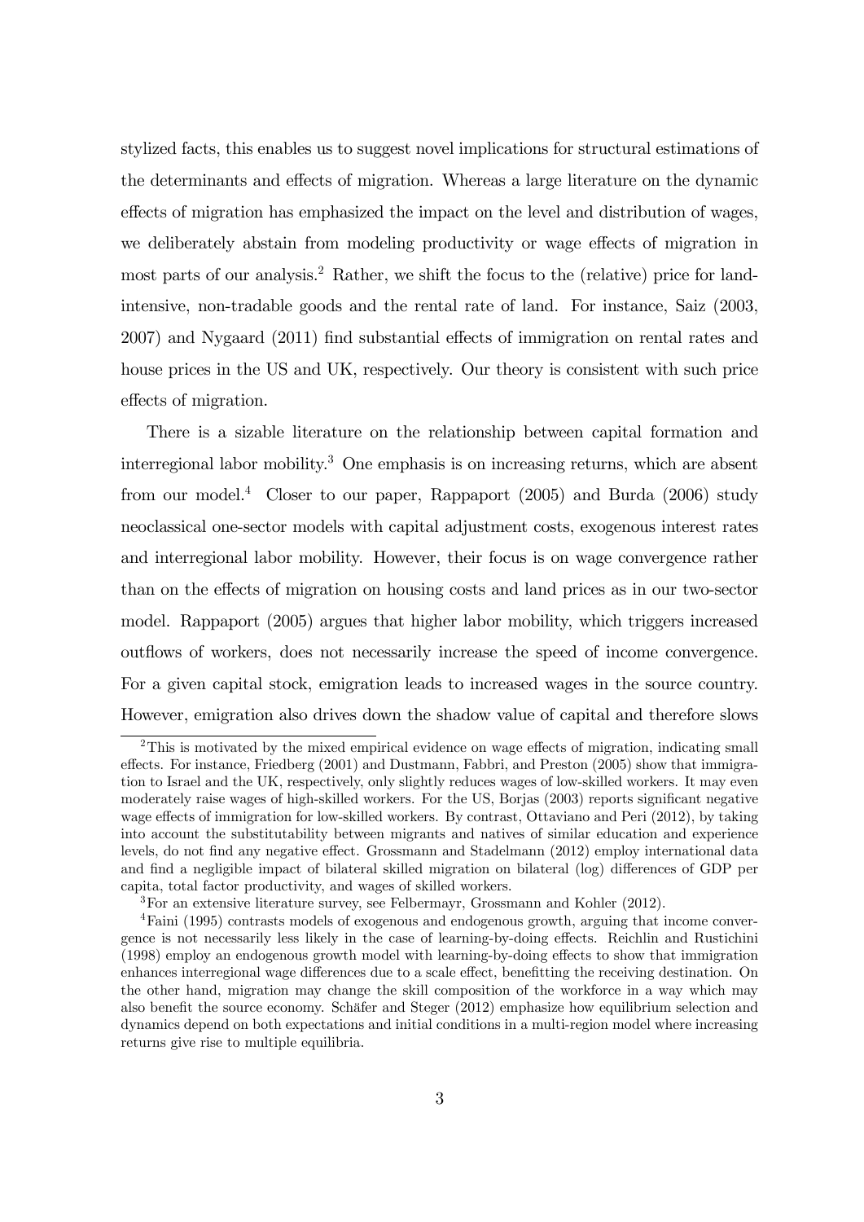stylized facts, this enables us to suggest novel implications for structural estimations of the determinants and effects of migration. Whereas a large literature on the dynamic effects of migration has emphasized the impact on the level and distribution of wages, we deliberately abstain from modeling productivity or wage effects of migration in most parts of our analysis.[2] Rather, we shift the focus to the (relative) price for land-intensive, non-tradable goods and the rental rate of land. For instance, Saiz (2003, 2007) and Nygaard (2011) find substantial effects of immigration on rental rates and house prices in the US and UK, respectively. Our theory is consistent with such price effects of migration.

There is a sizable literature on the relationship between capital formation and interregional labor mobility.[3] One emphasis is on increasing returns, which are absent from our model.[4] Closer to our paper, Rappaport (2005) and Burda (2006) study neoclassical one-sector models with capital adjustment costs, exogenous interest rates and interregional labor mobility. However, their focus is on wage convergence rather than on the effects of migration on housing costs and land prices as in our two-sector model. Rappaport (2005) argues that higher labor mobility, which triggers increased outflows of workers, does not necessarily increase the speed of income convergence. For a given capital stock, emigration leads to increased wages in the source country. However, emigration also drives down the shadow value of capital and therefore slows

[2] This is motivated by the mixed empirical evidence on wage effects of migration, indicating small effects. For instance, Friedberg (2001) and Dustmann, Fabbri, and Preston (2005) show that immigration to Israel and the UK, respectively, only slightly reduces wages of low-skilled workers. It may even moderately raise wages of high-skilled workers. For the US, Borjas (2003) reports significant negative wage effects of immigration for low-skilled workers. By contrast, Ottaviano and Peri (2012), by taking into account the substitutability between migrants and natives of similar education and experience levels, do not find any negative effect. Grossmann and Stadelmann (2012) employ international data and find a negligible impact of bilateral skilled migration on bilateral (log) differences of GDP per capita, total factor productivity, and wages of skilled workers.

[3] For an extensive literature survey, see Felbermayr, Grossmann and Kohler (2012).

[4] Faini (1995) contrasts models of exogenous and endogenous growth, arguing that income convergence is not necessarily less likely in the case of learning-by-doing effects. Reichlin and Rustichini (1998) employ an endogenous growth model with learning-by-doing effects to show that immigration enhances interregional wage differences due to a scale effect, benefitting the receiving destination. On the other hand, migration may change the skill composition of the workforce in a way which may also benefit the source economy. Schäfer and Steger (2012) emphasize how equilibrium selection and dynamics depend on both expectations and initial conditions in a multi-region model where increasing returns give rise to multiple equilibria.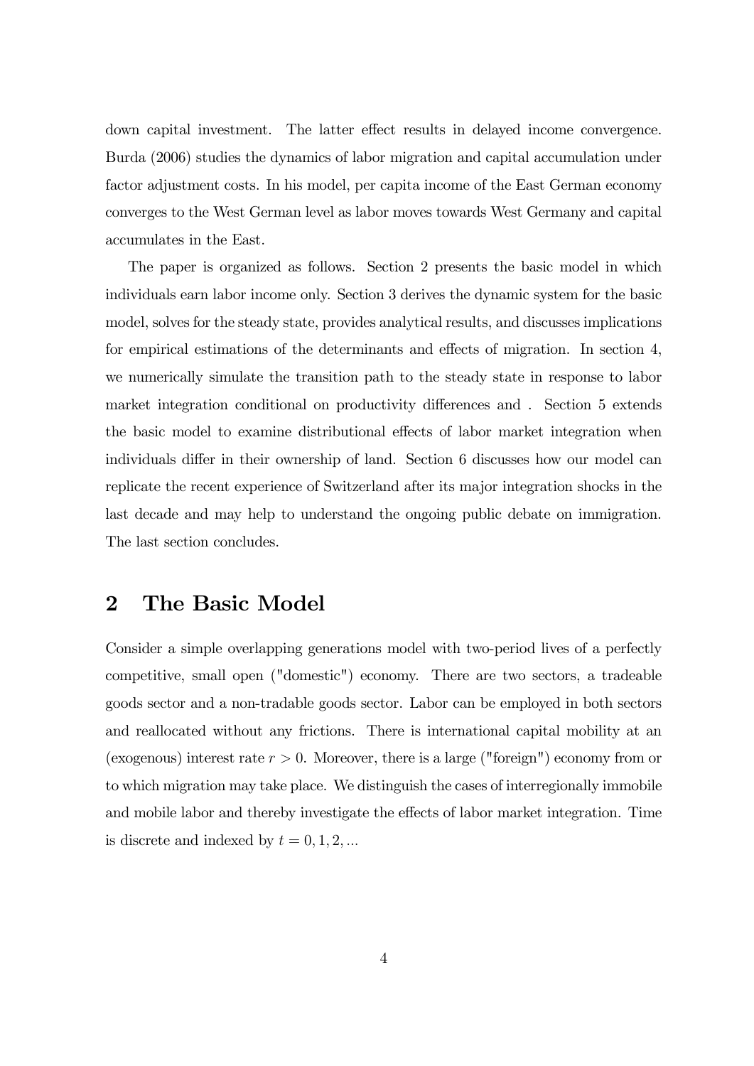down capital investment. The latter effect results in delayed income convergence. Burda (2006) studies the dynamics of labor migration and capital accumulation under factor adjustment costs. In his model, per capita income of the East German economy converges to the West German level as labor moves towards West Germany and capital accumulates in the East.

The paper is organized as follows. Section 2 presents the basic model in which individuals earn labor income only. Section 3 derives the dynamic system for the basic model, solves for the steady state, provides analytical results, and discusses implications for empirical estimations of the determinants and effects of migration. In section 4, we numerically simulate the transition path to the steady state in response to labor market integration conditional on productivity differences and . Section 5 extends the basic model to examine distributional effects of labor market integration when individuals differ in their ownership of land. Section 6 discusses how our model can replicate the recent experience of Switzerland after its major integration shocks in the last decade and may help to understand the ongoing public debate on immigration. The last section concludes.

## 2 The Basic Model

Consider a simple overlapping generations model with two-period lives of a perfectly competitive, small open ("domestic") economy. There are two sectors, a tradeable goods sector and a non-tradable goods sector. Labor can be employed in both sectors and reallocated without any frictions. There is international capital mobility at an (exogenous) interest rate $r > 0$. Moreover, there is a large ("foreign") economy from or to which migration may take place. We distinguish the cases of interregionally immobile and mobile labor and thereby investigate the effects of labor market integration. Time is discrete and indexed by $t = 0, 1, 2, ...$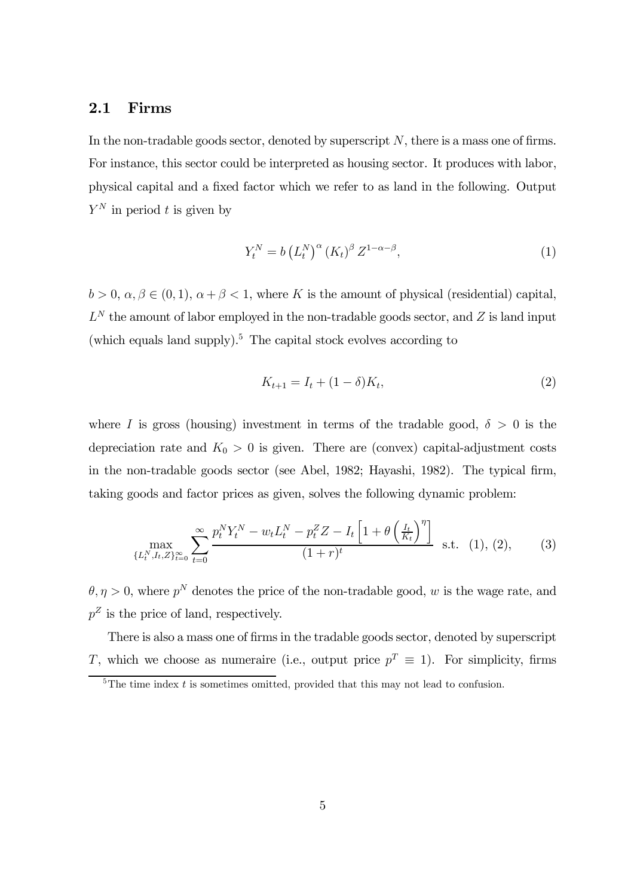## 2.1 Firms

In the non-tradable goods sector, denoted by superscript $N$, there is a mass one of firms. For instance, this sector could be interpreted as housing sector. It produces with labor, physical capital and a fixed factor which we refer to as land in the following. Output $Y^N$ in period $t$ is given by

$$Y_t^N = b \left(L_t^N\right)^{\alpha} \left(K_t\right)^{\beta} Z^{1-\alpha-\beta}, \tag{1}$$

$b > 0$, $\alpha, \beta \in (0, 1)$, $\alpha + \beta < 1$, where $K$ is the amount of physical (residential) capital, $L^N$ the amount of labor employed in the non-tradable goods sector, and $Z$ is land input (which equals land supply).[5] The capital stock evolves according to

$$K_{t+1} = I_t + (1 - \delta)K_t, \tag{2}$$

where $I$ is gross (housing) investment in terms of the tradable good, $\delta > 0$ is the depreciation rate and $K_0 > 0$ is given. There are (convex) capital-adjustment costs in the non-tradable goods sector (see Abel, 1982; Hayashi, 1982). The typical firm, taking goods and factor prices as given, solves the following dynamic problem:

$$\max_{\{L_t^N, I_t, Z\}_{t=0}^{\infty}} \sum_{t=0}^{\infty} \frac{p_t^N Y_t^N - w_t L_t^N - p_t^Z Z - I_t \left[1 + \theta \left(\frac{I_t}{K_t}\right)^{\eta}\right]}{(1+r)^t} \text{ s.t. } (1), (2), \tag{3}$$

$\theta, \eta > 0$, where $p^N$ denotes the price of the non-tradable good, $w$ is the wage rate, and $p^Z$ is the price of land, respectively.

There is also a mass one of firms in the tradable goods sector, denoted by superscript $T$, which we choose as numeraire (i.e., output price $p^T \equiv 1$). For simplicity, firms

[5] The time index $t$ is sometimes omitted, provided that this may not lead to confusion.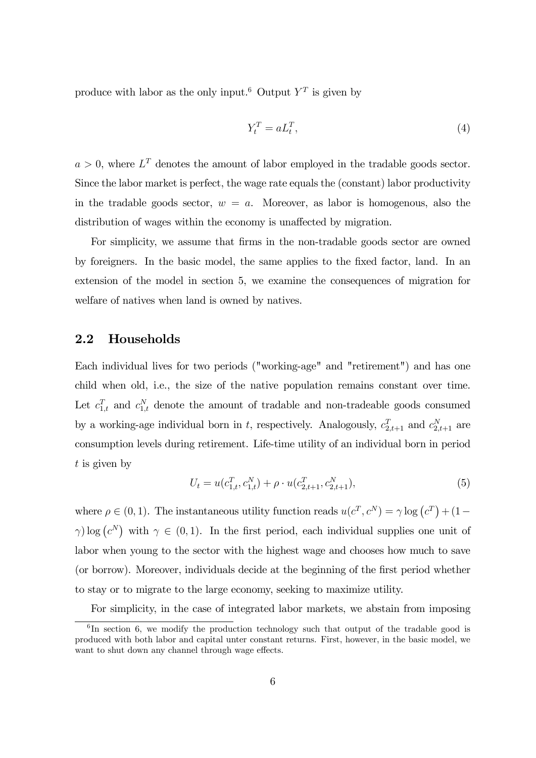produce with labor as the only input.[6] Output $Y^T$ is given by

$$Y_t^T = aL_t^T, \tag{4}$$

$a > 0$, where $L^T$ denotes the amount of labor employed in the tradable goods sector. Since the labor market is perfect, the wage rate equals the (constant) labor productivity in the tradable goods sector, $w = a$. Moreover, as labor is homogenous, also the distribution of wages within the economy is unaffected by migration.

For simplicity, we assume that firms in the non-tradable goods sector are owned by foreigners. In the basic model, the same applies to the fixed factor, land. In an extension of the model in section 5, we examine the consequences of migration for welfare of natives when land is owned by natives.

## 2.2 Households

Each individual lives for two periods ("working-age" and "retirement") and has one child when old, i.e., the size of the native population remains constant over time. Let $c_{1,t}^T$ and $c_{1,t}^N$ denote the amount of tradable and non-tradeable goods consumed by a working-age individual born in $t$, respectively. Analogously, $c_{2,t+1}^T$ and $c_{2,t+1}^N$ are consumption levels during retirement. Life-time utility of an individual born in period $t$ is given by

$$U_t = u(c_{1,t}^T, c_{1,t}^N) + \rho \cdot u(c_{2,t+1}^T, c_{2,t+1}^N), \tag{5}$$

where $\rho \in (0, 1)$. The instantaneous utility function reads $u(c^T, c^N) = \gamma \log(c^T) + (1 - \gamma) \log(c^N)$ with $\gamma \in (0, 1)$. In the first period, each individual supplies one unit of labor when young to the sector with the highest wage and chooses how much to save (or borrow). Moreover, individuals decide at the beginning of the first period whether to stay or to migrate to the large economy, seeking to maximize utility.

For simplicity, in the case of integrated labor markets, we abstain from imposing

[6] In section 6, we modify the production technology such that output of the tradable good is produced with both labor and capital unter constant returns. First, however, in the basic model, we want to shut down any channel through wage effects.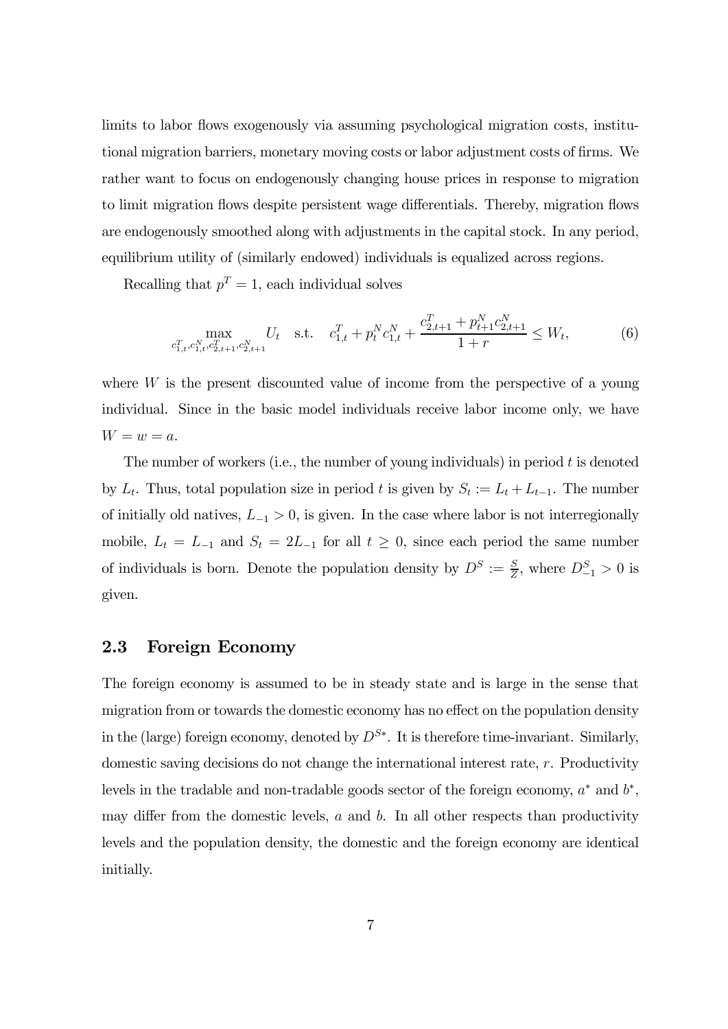limits to labor flows exogenously via assuming psychological migration costs, institutional migration barriers, monetary moving costs or labor adjustment costs of firms. We rather want to focus on endogenously changing house prices in response to migration to limit migration flows despite persistent wage differentials. Thereby, migration flows are endogenously smoothed along with adjustments in the capital stock. In any period, equilibrium utility of (similarly endowed) individuals is equalized across regions.

Recalling that $p^T = 1$, each individual solves

$$\max_{c^T_{1,t}, c^N_{1,t}, c^T_{2,t+1}, c^N_{2,t+1}} U_t \quad \text{s.t.} \quad c^T_{1,t} + p^N_t c^N_{1,t} + \frac{c^T_{2,t+1} + p^N_{t+1} c^N_{2,t+1}}{1+r} \leq W_t, \tag{6}$$

where $W$ is the present discounted value of income from the perspective of a young individual. Since in the basic model individuals receive labor income only, we have $W = w = a$.

The number of workers (i.e., the number of young individuals) in period $t$ is denoted by $L_t$. Thus, total population size in period $t$ is given by $S_t := L_t + L_{t-1}$. The number of initially old natives, $L_{-1} > 0$, is given. In the case where labor is not interregionally mobile, $L_t = L_{-1}$ and $S_t = 2L_{-1}$ for all $t \geq 0$, since each period the same number of individuals is born. Denote the population density by $D^S := \frac{S}{Z}$, where $D^S_{-1} > 0$ is given.

## 2.3 Foreign Economy

The foreign economy is assumed to be in steady state and is large in the sense that migration from or towards the domestic economy has no effect on the population density in the (large) foreign economy, denoted by $D^{S*}$. It is therefore time-invariant. Similarly, domestic saving decisions do not change the international interest rate, $r$. Productivity levels in the tradable and non-tradable goods sector of the foreign economy, $a^*$ and $b^*$, may differ from the domestic levels, $a$ and $b$. In all other respects than productivity levels and the population density, the domestic and the foreign economy are identical initially.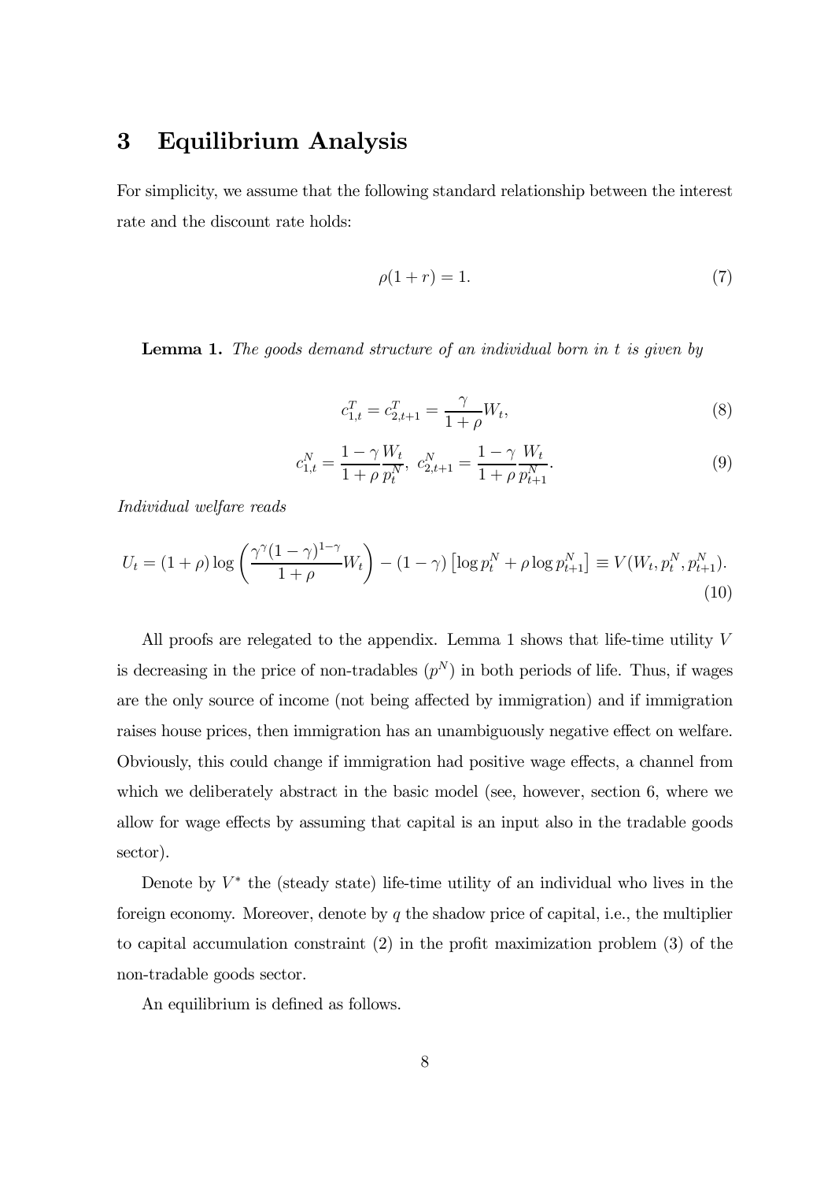# 3 Equilibrium Analysis

For simplicity, we assume that the following standard relationship between the interest rate and the discount rate holds:

$$\rho(1+r) = 1. \tag{7}$$

**Lemma 1.** *The goods demand structure of an individual born in t is given by*

$$c_{1,t}^T = c_{2,t+1}^T = \frac{\gamma}{1+\rho} W_t, \tag{8}$$

$$c_{1,t}^N = \frac{1-\gamma}{1+\rho} \frac{W_t}{p_t^N}, \; c_{2,t+1}^N = \frac{1-\gamma}{1+\rho} \frac{W_t}{p_{t+1}^N}. \tag{9}$$

*Individual welfare reads*

$$U_t = (1+\rho) \log \left( \frac{\gamma^\gamma (1-\gamma)^{1-\gamma}}{1+\rho} W_t \right) - (1-\gamma) \left[ \log p_t^N + \rho \log p_{t+1}^N \right] \equiv V(W_t, p_t^N, p_{t+1}^N). \tag{10}$$

All proofs are relegated to the appendix. Lemma 1 shows that life-time utility $V$ is decreasing in the price of non-tradables ($p^N$) in both periods of life. Thus, if wages are the only source of income (not being affected by immigration) and if immigration raises house prices, then immigration has an unambiguously negative effect on welfare. Obviously, this could change if immigration had positive wage effects, a channel from which we deliberately abstract in the basic model (see, however, section 6, where we allow for wage effects by assuming that capital is an input also in the tradable goods sector).

Denote by $V^*$ the (steady state) life-time utility of an individual who lives in the foreign economy. Moreover, denote by $q$ the shadow price of capital, i.e., the multiplier to capital accumulation constraint (2) in the profit maximization problem (3) of the non-tradable goods sector.

An equilibrium is defined as follows.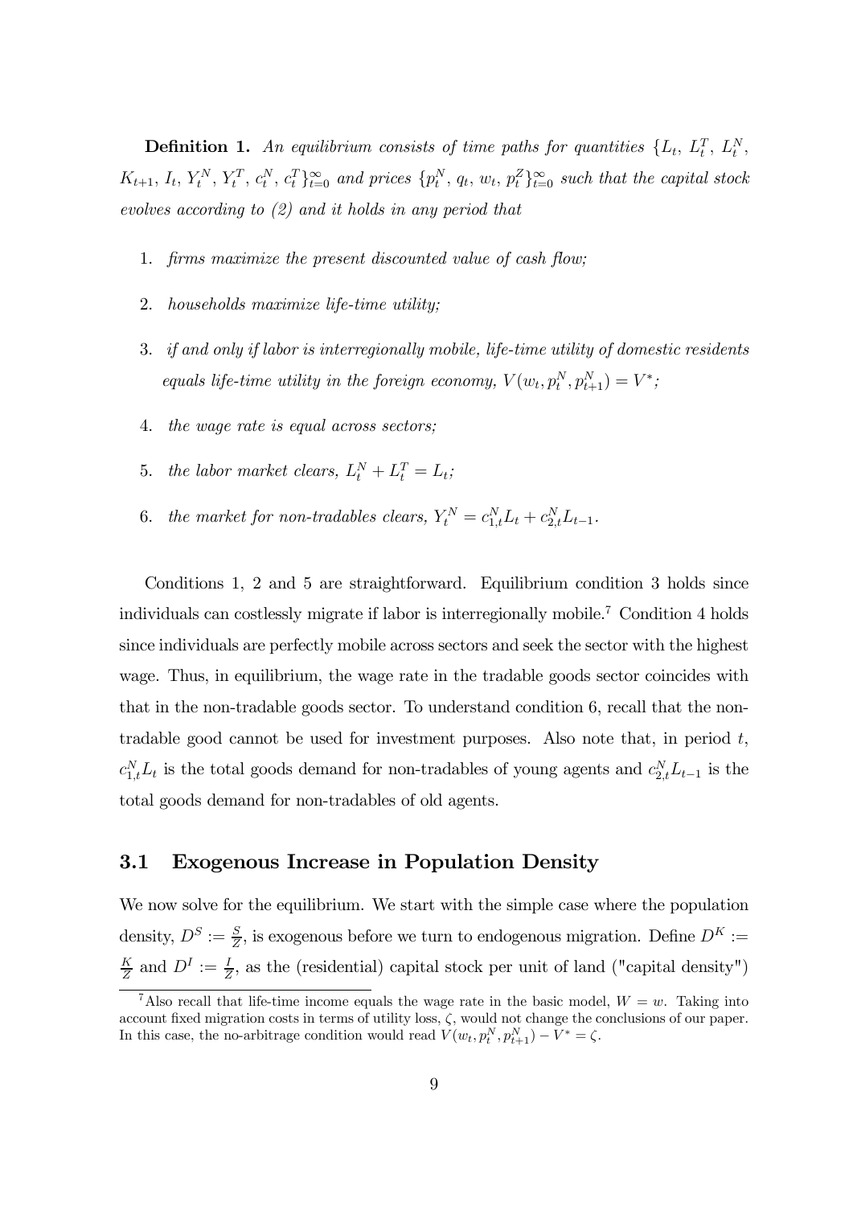**Definition 1.** *An equilibrium consists of time paths for quantities* $\{L_t,\ L_t^T,\ L_t^N,\ K_{t+1},\ I_t,\ Y_t^N,\ Y_t^T,\ c_t^N,\ c_t^T\}_{t=0}^{\infty}$ *and prices* $\{p_t^N,\ q_t,\ w_t,\ p_t^Z\}_{t=0}^{\infty}$ *such that the capital stock evolves according to (2) and it holds in any period that*

1. *firms maximize the present discounted value of cash flow;*
2. *households maximize life-time utility;*
3. *if and only if labor is interregionally mobile, life-time utility of domestic residents equals life-time utility in the foreign economy,* $V(w_t, p_t^N, p_{t+1}^N) = V^*$*;*
4. *the wage rate is equal across sectors;*
5. *the labor market clears,* $L_t^N + L_t^T = L_t$*;*
6. *the market for non-tradables clears,* $Y_t^N = c_{1,t}^N L_t + c_{2,t}^N L_{t-1}$.

Conditions 1, 2 and 5 are straightforward. Equilibrium condition 3 holds since individuals can costlessly migrate if labor is interregionally mobile.[7] Condition 4 holds since individuals are perfectly mobile across sectors and seek the sector with the highest wage. Thus, in equilibrium, the wage rate in the tradable goods sector coincides with that in the non-tradable goods sector. To understand condition 6, recall that the non-tradable good cannot be used for investment purposes. Also note that, in period $t$, $c_{1,t}^N L_t$ is the total goods demand for non-tradables of young agents and $c_{2,t}^N L_{t-1}$ is the total goods demand for non-tradables of old agents.

## 3.1 Exogenous Increase in Population Density

We now solve for the equilibrium. We start with the simple case where the population density, $D^S := \frac{S}{Z}$, is exogenous before we turn to endogenous migration. Define $D^K := \frac{K}{Z}$ and $D^I := \frac{I}{Z}$, as the (residential) capital stock per unit of land ("capital density")

[7] Also recall that life-time income equals the wage rate in the basic model, $W = w$. Taking into account fixed migration costs in terms of utility loss, $\zeta$, would not change the conclusions of our paper. In this case, the no-arbitrage condition would read $V(w_t, p_t^N, p_{t+1}^N) - V^* = \zeta$.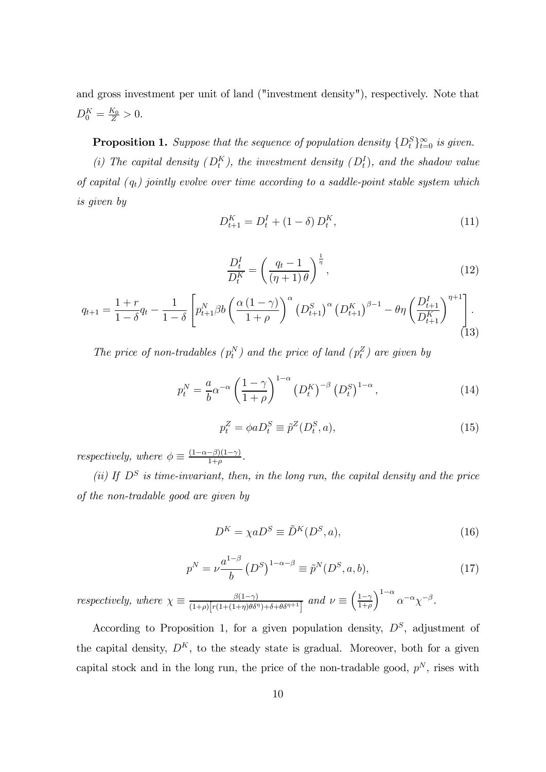and gross investment per unit of land ("investment density"), respectively. Note that $D_0^K = \frac{K_0}{Z} > 0$.

**Proposition 1.** *Suppose that the sequence of population density $\{D_t^S\}_{t=0}^{\infty}$ is given.*

*(i) The capital density ($D_t^K$), the investment density ($D_t^I$), and the shadow value of capital ($q_t$) jointly evolve over time according to a saddle-point stable system which is given by*

$$D_{t+1}^K = D_t^I + (1-\delta) D_t^K, \tag{11}$$

$$\frac{D_t^I}{D_t^K} = \left( \frac{q_t - 1}{(\eta + 1)\theta} \right)^{\frac{1}{\eta}}, \tag{12}$$

$$q_{t+1} = \frac{1+r}{1-\delta} q_t - \frac{1}{1-\delta} \left[ p_{t+1}^N \beta b \left( \frac{\alpha (1-\gamma)}{1+\rho} \right)^{\alpha} \left( D_{t+1}^S \right)^{\alpha} \left( D_{t+1}^K \right)^{\beta - 1} - \theta \eta \left( \frac{D_{t+1}^I}{D_{t+1}^K} \right)^{\eta + 1} \right]. \tag{13}$$

*The price of non-tradables ($p_t^N$) and the price of land ($p_t^Z$) are given by*

$$p_t^N = \frac{a}{b} \alpha^{-\alpha} \left( \frac{1-\gamma}{1+\rho} \right)^{1-\alpha} \left( D_t^K \right)^{-\beta} \left( D_t^S \right)^{1-\alpha}, \tag{14}$$

$$p_t^Z = \phi a D_t^S \equiv \tilde{p}^Z(D_t^S, a), \tag{15}$$

*respectively, where $\phi \equiv \frac{(1-\alpha-\beta)(1-\gamma)}{1+\rho}$.*

*(ii) If $D^S$ is time-invariant, then, in the long run, the capital density and the price of the non-tradable good are given by*

$$D^K = \chi a D^S \equiv \tilde{D}^K(D^S, a), \tag{16}$$

$$p^N = \nu \frac{a^{1-\beta}}{b} \left( D^S \right)^{1-\alpha-\beta} \equiv \tilde{p}^N(D^S, a, b), \tag{17}$$

*respectively, where $\chi \equiv \frac{\beta(1-\gamma)}{(1+\rho)\left[ r(1+(1+\eta)\theta\delta^{\eta}) + \delta + \theta\delta^{\eta+1} \right]}$ and $\nu \equiv \left( \frac{1-\gamma}{1+\rho} \right)^{1-\alpha} \alpha^{-\alpha} \chi^{-\beta}$.*

According to Proposition 1, for a given population density, $D^S$, adjustment of the capital density, $D^K$, to the steady state is gradual. Moreover, both for a given capital stock and in the long run, the price of the non-tradable good, $p^N$, rises with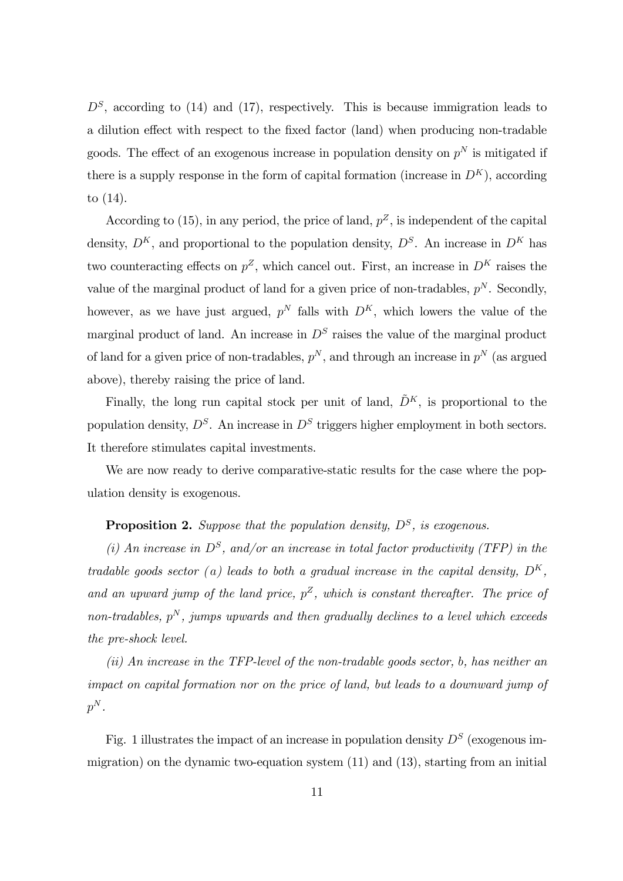$D^S$, according to (14) and (17), respectively. This is because immigration leads to a dilution effect with respect to the fixed factor (land) when producing non-tradable goods. The effect of an exogenous increase in population density on $p^N$ is mitigated if there is a supply response in the form of capital formation (increase in $D^K$), according to (14).

According to (15), in any period, the price of land, $p^Z$, is independent of the capital density, $D^K$, and proportional to the population density, $D^S$. An increase in $D^K$ has two counteracting effects on $p^Z$, which cancel out. First, an increase in $D^K$ raises the value of the marginal product of land for a given price of non-tradables, $p^N$. Secondly, however, as we have just argued, $p^N$ falls with $D^K$, which lowers the value of the marginal product of land. An increase in $D^S$ raises the value of the marginal product of land for a given price of non-tradables, $p^N$, and through an increase in $p^N$ (as argued above), thereby raising the price of land.

Finally, the long run capital stock per unit of land, $\tilde{D}^K$, is proportional to the population density, $D^S$. An increase in $D^S$ triggers higher employment in both sectors. It therefore stimulates capital investments.

We are now ready to derive comparative-static results for the case where the population density is exogenous.

**Proposition 2.** *Suppose that the population density, $D^S$, is exogenous.*

*(i) An increase in $D^S$, and/or an increase in total factor productivity (TFP) in the tradable goods sector ($a$) leads to both a gradual increase in the capital density, $D^K$, and an upward jump of the land price, $p^Z$, which is constant thereafter. The price of non-tradables, $p^N$, jumps upwards and then gradually declines to a level which exceeds the pre-shock level.*

*(ii) An increase in the TFP-level of the non-tradable goods sector, $b$, has neither an impact on capital formation nor on the price of land, but leads to a downward jump of $p^N$.*

Fig. 1 illustrates the impact of an increase in population density $D^S$ (exogenous immigration) on the dynamic two-equation system (11) and (13), starting from an initial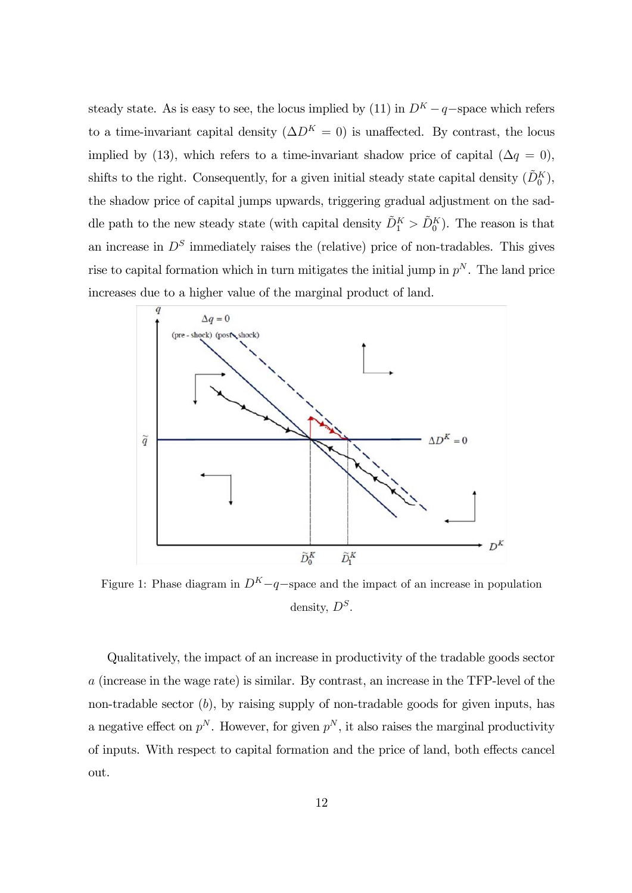steady state. As is easy to see, the locus implied by (11) in $D^K - q-$space which refers to a time-invariant capital density ($\Delta D^K = 0$) is unaffected. By contrast, the locus implied by (13), which refers to a time-invariant shadow price of capital ($\Delta q = 0$), shifts to the right. Consequently, for a given initial steady state capital density ($\tilde{D}_0^K$), the shadow price of capital jumps upwards, triggering gradual adjustment on the saddle path to the new steady state (with capital density $\tilde{D}_1^K > \tilde{D}_0^K$). The reason is that an increase in $D^S$ immediately raises the (relative) price of non-tradables. This gives rise to capital formation which in turn mitigates the initial jump in $p^N$. The land price increases due to a higher value of the marginal product of land.

Figure 1: Phase diagram in $D^K - q-$space and the impact of an increase in population density, $D^S$.

Qualitatively, the impact of an increase in productivity of the tradable goods sector $a$ (increase in the wage rate) is similar. By contrast, an increase in the TFP-level of the non-tradable sector ($b$), by raising supply of non-tradable goods for given inputs, has a negative effect on $p^N$. However, for given $p^N$, it also raises the marginal productivity of inputs. With respect to capital formation and the price of land, both effects cancel out.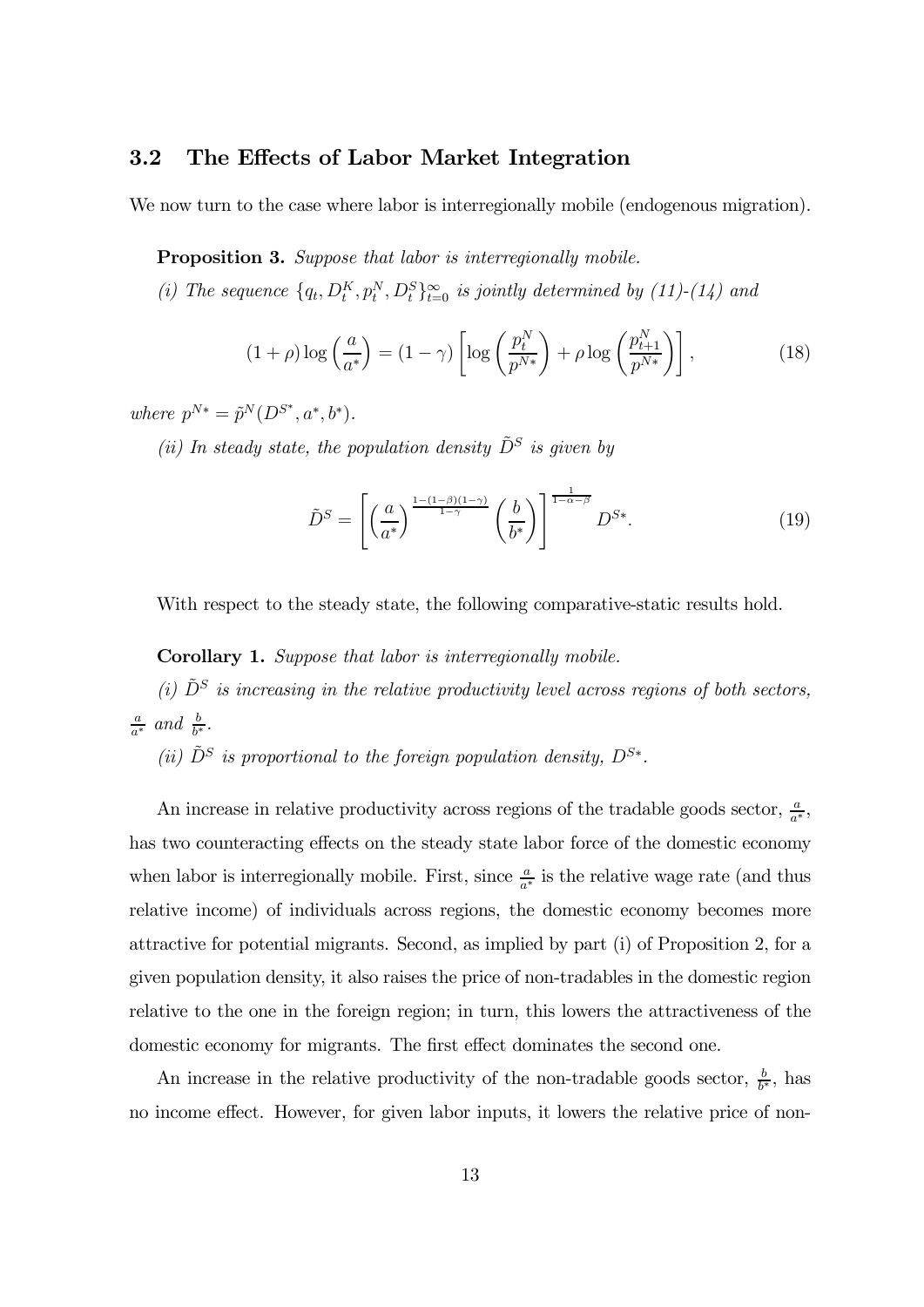### 3.2 The Effects of Labor Market Integration

We now turn to the case where labor is interregionally mobile (endogenous migration).

**Proposition 3.** *Suppose that labor is interregionally mobile.*

*(i) The sequence $\{q_t, D_t^K, p_t^N, D_t^S\}_{t=0}^{\infty}$ is jointly determined by (11)-(14) and*

$$(1+\rho)\log\left(\frac{a}{a^*}\right) = (1-\gamma)\left[\log\left(\frac{p_t^N}{p^{N*}}\right) + \rho\log\left(\frac{p_{t+1}^N}{p^{N*}}\right)\right], \tag{18}$$

*where $p^{N*} = \tilde{p}^N(D^{S^*}, a^*, b^*)$.*

*(ii) In steady state, the population density $\tilde{D}^S$ is given by*

$$\tilde{D}^S = \left[\left(\frac{a}{a^*}\right)^{\frac{1-(1-\beta)(1-\gamma)}{1-\gamma}}\left(\frac{b}{b^*}\right)\right]^{\frac{1}{1-\alpha-\beta}} D^{S*}. \tag{19}$$

With respect to the steady state, the following comparative-static results hold.

**Corollary 1.** *Suppose that labor is interregionally mobile.*

*(i) $\tilde{D}^S$ is increasing in the relative productivity level across regions of both sectors, $\frac{a}{a^*}$ and $\frac{b}{b^*}$.*

*(ii) $\tilde{D}^S$ is proportional to the foreign population density, $D^{S*}$.*

An increase in relative productivity across regions of the tradable goods sector, $\frac{a}{a^*}$, has two counteracting effects on the steady state labor force of the domestic economy when labor is interregionally mobile. First, since $\frac{a}{a^*}$ is the relative wage rate (and thus relative income) of individuals across regions, the domestic economy becomes more attractive for potential migrants. Second, as implied by part (i) of Proposition 2, for a given population density, it also raises the price of non-tradables in the domestic region relative to the one in the foreign region; in turn, this lowers the attractiveness of the domestic economy for migrants. The first effect dominates the second one.

An increase in the relative productivity of the non-tradable goods sector, $\frac{b}{b^*}$, has no income effect. However, for given labor inputs, it lowers the relative price of non-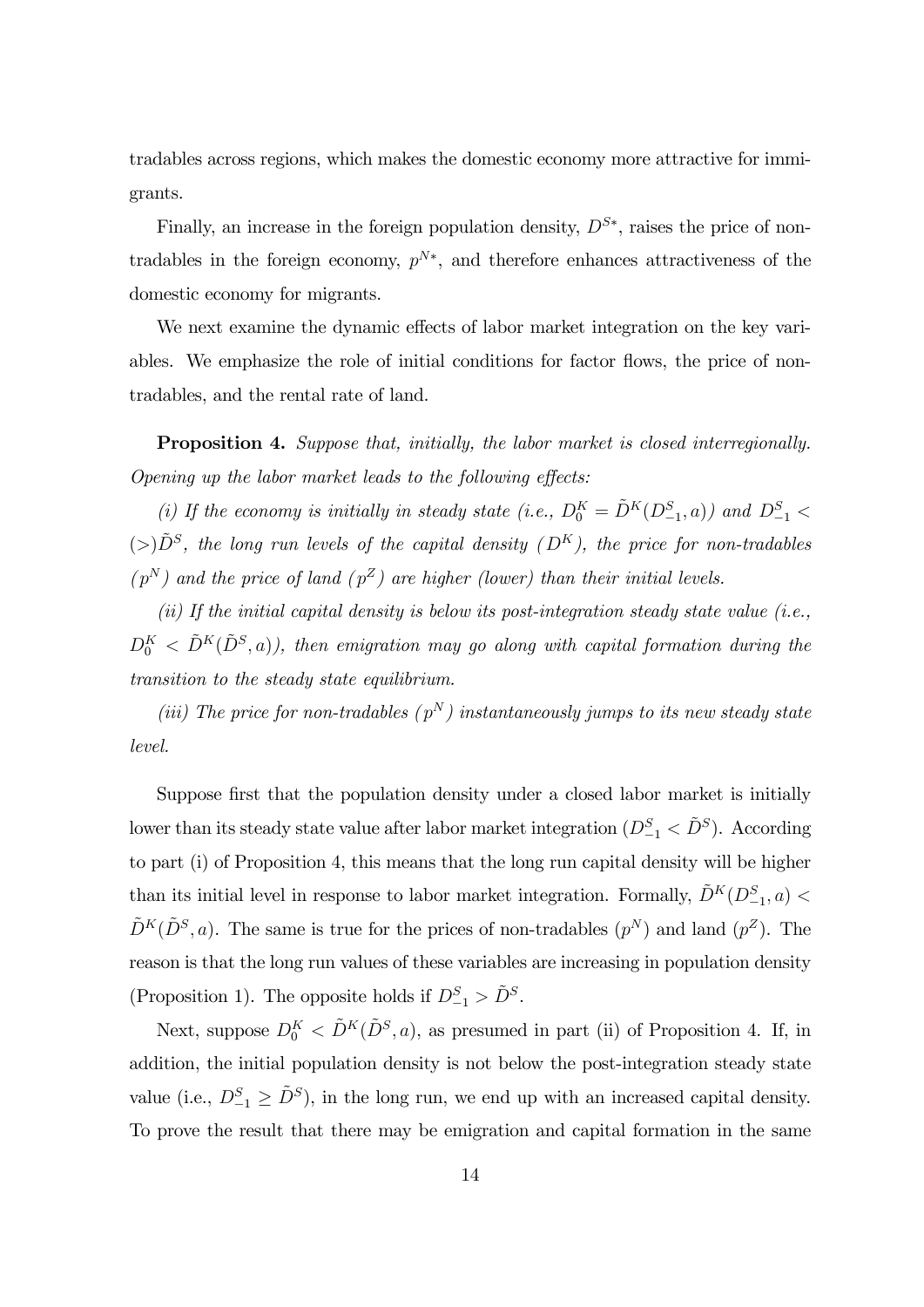tradables across regions, which makes the domestic economy more attractive for immigrants.

Finally, an increase in the foreign population density, $D^{S*}$, raises the price of non-tradables in the foreign economy, $p^{N*}$, and therefore enhances attractiveness of the domestic economy for migrants.

We next examine the dynamic effects of labor market integration on the key variables. We emphasize the role of initial conditions for factor flows, the price of non-tradables, and the rental rate of land.

**Proposition 4.** *Suppose that, initially, the labor market is closed interregionally. Opening up the labor market leads to the following effects:*

*(i) If the economy is initially in steady state (i.e., $D_0^K = \tilde{D}^K(D_{-1}^S, a)$) and $D_{-1}^S < (>) \tilde{D}^S$, the long run levels of the capital density ($D^K$), the price for non-tradables ($p^N$) and the price of land ($p^Z$) are higher (lower) than their initial levels.*

*(ii) If the initial capital density is below its post-integration steady state value (i.e., $D_0^K < \tilde{D}^K(\tilde{D}^S, a)$), then emigration may go along with capital formation during the transition to the steady state equilibrium.*

*(iii) The price for non-tradables ($p^N$) instantaneously jumps to its new steady state level.*

Suppose first that the population density under a closed labor market is initially lower than its steady state value after labor market integration ($D_{-1}^S < \tilde{D}^S$). According to part (i) of Proposition 4, this means that the long run capital density will be higher than its initial level in response to labor market integration. Formally, $\tilde{D}^K(D_{-1}^S, a) < \tilde{D}^K(\tilde{D}^S, a)$. The same is true for the prices of non-tradables ($p^N$) and land ($p^Z$). The reason is that the long run values of these variables are increasing in population density (Proposition 1). The opposite holds if $D_{-1}^S > \tilde{D}^S$.

Next, suppose $D_0^K < \tilde{D}^K(\tilde{D}^S, a)$, as presumed in part (ii) of Proposition 4. If, in addition, the initial population density is not below the post-integration steady state value (i.e., $D_{-1}^S \geq \tilde{D}^S$), in the long run, we end up with an increased capital density. To prove the result that there may be emigration and capital formation in the same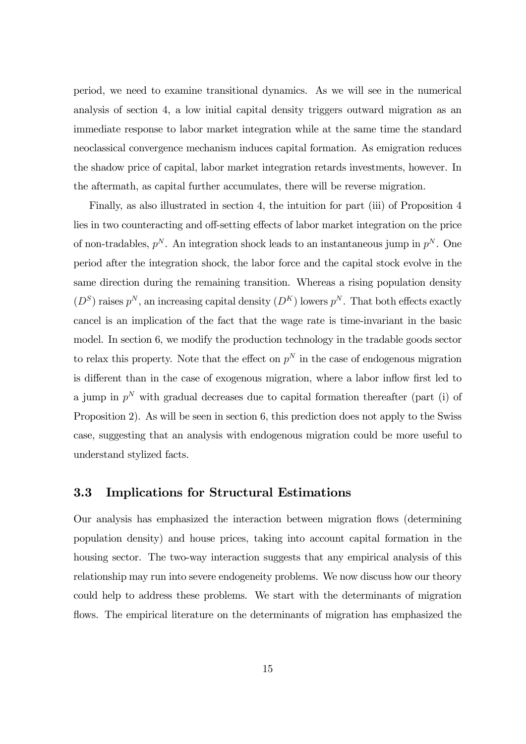period, we need to examine transitional dynamics. As we will see in the numerical analysis of section 4, a low initial capital density triggers outward migration as an immediate response to labor market integration while at the same time the standard neoclassical convergence mechanism induces capital formation. As emigration reduces the shadow price of capital, labor market integration retards investments, however. In the aftermath, as capital further accumulates, there will be reverse migration.

Finally, as also illustrated in section 4, the intuition for part (iii) of Proposition 4 lies in two counteracting and off-setting effects of labor market integration on the price of non-tradables, $p^N$. An integration shock leads to an instantaneous jump in $p^N$. One period after the integration shock, the labor force and the capital stock evolve in the same direction during the remaining transition. Whereas a rising population density ($D^S$) raises $p^N$, an increasing capital density ($D^K$) lowers $p^N$. That both effects exactly cancel is an implication of the fact that the wage rate is time-invariant in the basic model. In section 6, we modify the production technology in the tradable goods sector to relax this property. Note that the effect on $p^N$ in the case of endogenous migration is different than in the case of exogenous migration, where a labor inflow first led to a jump in $p^N$ with gradual decreases due to capital formation thereafter (part (i) of Proposition 2). As will be seen in section 6, this prediction does not apply to the Swiss case, suggesting that an analysis with endogenous migration could be more useful to understand stylized facts.

### 3.3 Implications for Structural Estimations

Our analysis has emphasized the interaction between migration flows (determining population density) and house prices, taking into account capital formation in the housing sector. The two-way interaction suggests that any empirical analysis of this relationship may run into severe endogeneity problems. We now discuss how our theory could help to address these problems. We start with the determinants of migration flows. The empirical literature on the determinants of migration has emphasized the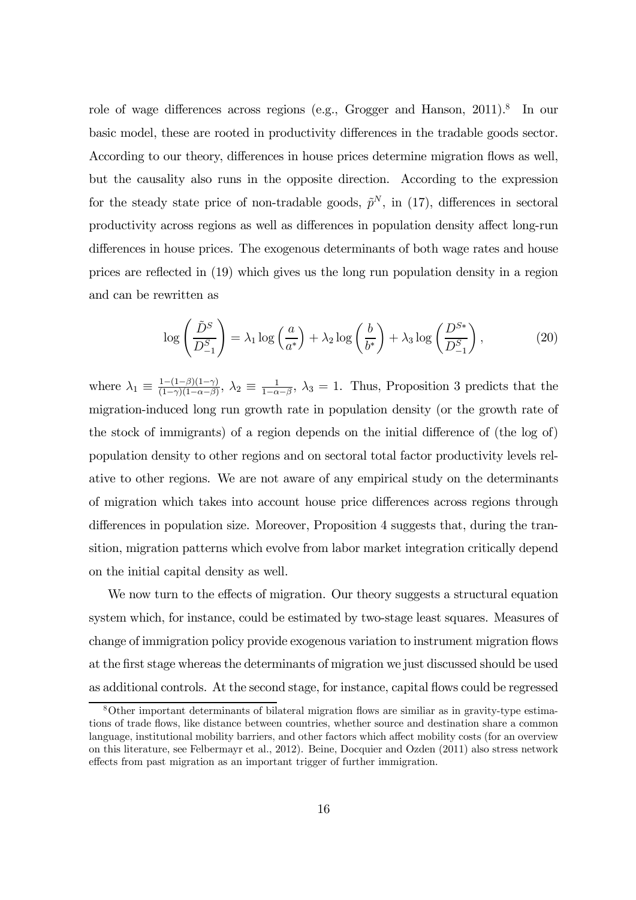role of wage differences across regions (e.g., Grogger and Hanson, 2011).[8] In our basic model, these are rooted in productivity differences in the tradable goods sector. According to our theory, differences in house prices determine migration flows as well, but the causality also runs in the opposite direction. According to the expression for the steady state price of non-tradable goods, $\tilde{p}^N$, in (17), differences in sectoral productivity across regions as well as differences in population density affect long-run differences in house prices. The exogenous determinants of both wage rates and house prices are reflected in (19) which gives us the long run population density in a region and can be rewritten as

$$\log\left(\frac{\tilde{D}^S}{D_{-1}^S}\right) = \lambda_1 \log\left(\frac{a}{a^*}\right) + \lambda_2 \log\left(\frac{b}{b^*}\right) + \lambda_3 \log\left(\frac{D^{S*}}{D_{-1}^S}\right), \tag{20}$$

where $\lambda_1 \equiv \frac{1-(1-\beta)(1-\gamma)}{(1-\gamma)(1-\alpha-\beta)}$, $\lambda_2 \equiv \frac{1}{1-\alpha-\beta}$, $\lambda_3 = 1$. Thus, Proposition 3 predicts that the migration-induced long run growth rate in population density (or the growth rate of the stock of immigrants) of a region depends on the initial difference of (the log of) population density to other regions and on sectoral total factor productivity levels relative to other regions. We are not aware of any empirical study on the determinants of migration which takes into account house price differences across regions through differences in population size. Moreover, Proposition 4 suggests that, during the transition, migration patterns which evolve from labor market integration critically depend on the initial capital density as well.

We now turn to the effects of migration. Our theory suggests a structural equation system which, for instance, could be estimated by two-stage least squares. Measures of change of immigration policy provide exogenous variation to instrument migration flows at the first stage whereas the determinants of migration we just discussed should be used as additional controls. At the second stage, for instance, capital flows could be regressed

[8] Other important determinants of bilateral migration flows are similiar as in gravity-type estimations of trade flows, like distance between countries, whether source and destination share a common language, institutional mobility barriers, and other factors which affect mobility costs (for an overview on this literature, see Felbermayr et al., 2012). Beine, Docquier and Ozden (2011) also stress network effects from past migration as an important trigger of further immigration.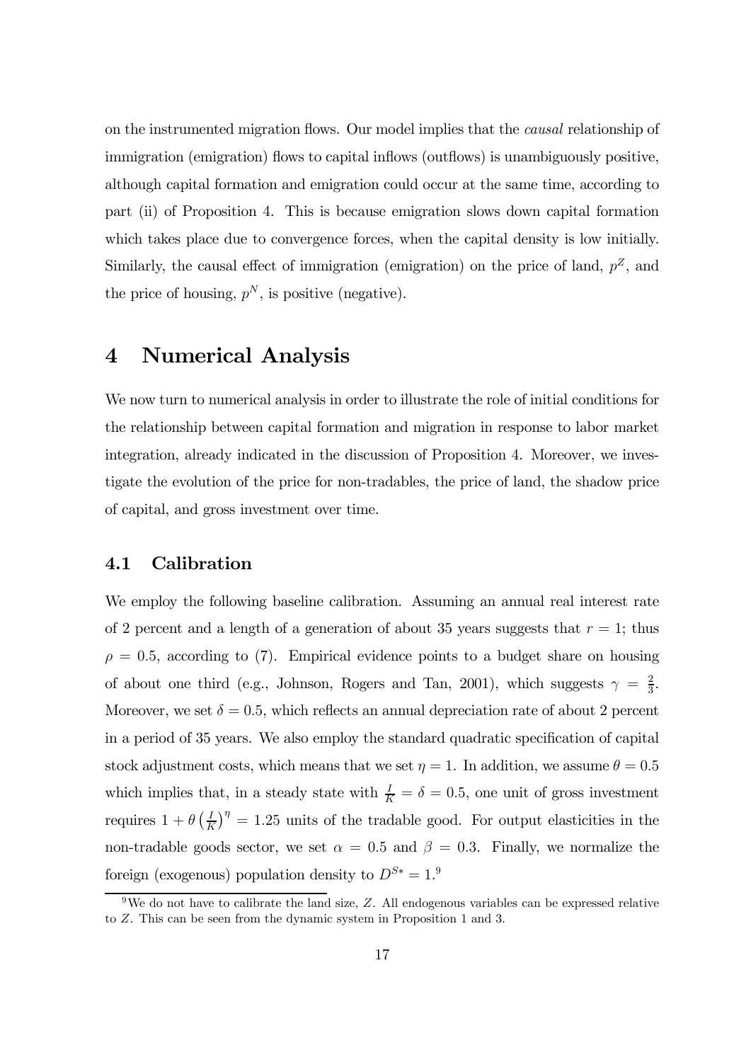on the instrumented migration flows. Our model implies that the *causal* relationship of immigration (emigration) flows to capital inflows (outflows) is unambiguously positive, although capital formation and emigration could occur at the same time, according to part (ii) of Proposition 4. This is because emigration slows down capital formation which takes place due to convergence forces, when the capital density is low initially. Similarly, the causal effect of immigration (emigration) on the price of land, $p^Z$, and the price of housing, $p^N$, is positive (negative).

# 4 Numerical Analysis

We now turn to numerical analysis in order to illustrate the role of initial conditions for the relationship between capital formation and migration in response to labor market integration, already indicated in the discussion of Proposition 4. Moreover, we investigate the evolution of the price for non-tradables, the price of land, the shadow price of capital, and gross investment over time.

## 4.1 Calibration

We employ the following baseline calibration. Assuming an annual real interest rate of 2 percent and a length of a generation of about 35 years suggests that $r = 1$; thus $\rho = 0.5$, according to (7). Empirical evidence points to a budget share on housing of about one third (e.g., Johnson, Rogers and Tan, 2001), which suggests $\gamma = \frac{2}{3}$. Moreover, we set $\delta = 0.5$, which reflects an annual depreciation rate of about 2 percent in a period of 35 years. We also employ the standard quadratic specification of capital stock adjustment costs, which means that we set $\eta = 1$. In addition, we assume $\theta = 0.5$ which implies that, in a steady state with $\frac{I}{K} = \delta = 0.5$, one unit of gross investment requires $1 + \theta \left(\frac{I}{K}\right)^{\eta} = 1.25$ units of the tradable good. For output elasticities in the non-tradable goods sector, we set $\alpha = 0.5$ and $\beta = 0.3$. Finally, we normalize the foreign (exogenous) population density to $D^{S*} = 1$.[9]

[9] We do not have to calibrate the land size, $Z$. All endogenous variables can be expressed relative to $Z$. This can be seen from the dynamic system in Proposition 1 and 3.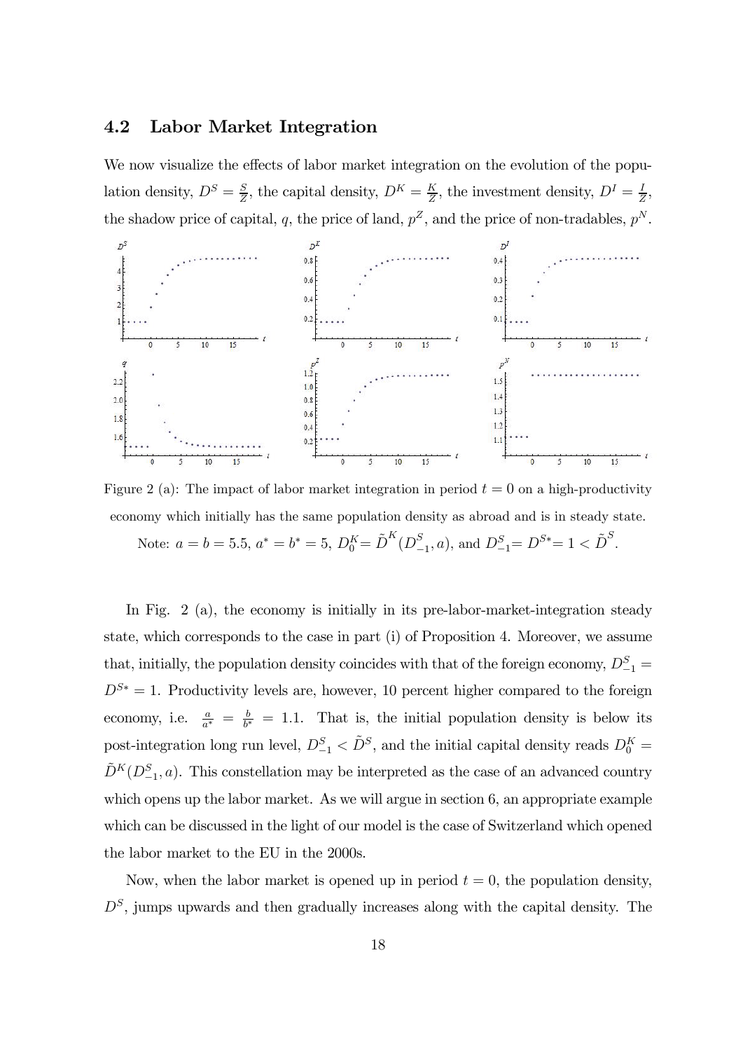### 4.2 Labor Market Integration

We now visualize the effects of labor market integration on the evolution of the population density, $D^S = \frac{S}{Z}$, the capital density, $D^K = \frac{K}{Z}$, the investment density, $D^I = \frac{I}{Z}$, the shadow price of capital, $q$, the price of land, $p^Z$, and the price of non-tradables, $p^N$.

Figure 2 (a): The impact of labor market integration in period $t = 0$ on a high-productivity economy which initially has the same population density as abroad and is in steady state. Note: $a = b = 5.5$, $a^* = b^* = 5$, $D_0^K = \tilde{D}^K(D_{-1}^S, a)$, and $D_{-1}^S = D^{S*} = 1 < \tilde{D}^S$.

In Fig. 2 (a), the economy is initially in its pre-labor-market-integration steady state, which corresponds to the case in part (i) of Proposition 4. Moreover, we assume that, initially, the population density coincides with that of the foreign economy, $D_{-1}^S = D^{S*} = 1$. Productivity levels are, however, 10 percent higher compared to the foreign economy, i.e. $\frac{a}{a^*} = \frac{b}{b^*} = 1.1$. That is, the initial population density is below its post-integration long run level, $D_{-1}^S < \tilde{D}^S$, and the initial capital density reads $D_0^K = \tilde{D}^K(D_{-1}^S, a)$. This constellation may be interpreted as the case of an advanced country which opens up the labor market. As we will argue in section 6, an appropriate example which can be discussed in the light of our model is the case of Switzerland which opened the labor market to the EU in the 2000s.

Now, when the labor market is opened up in period $t = 0$, the population density, $D^S$, jumps upwards and then gradually increases along with the capital density. The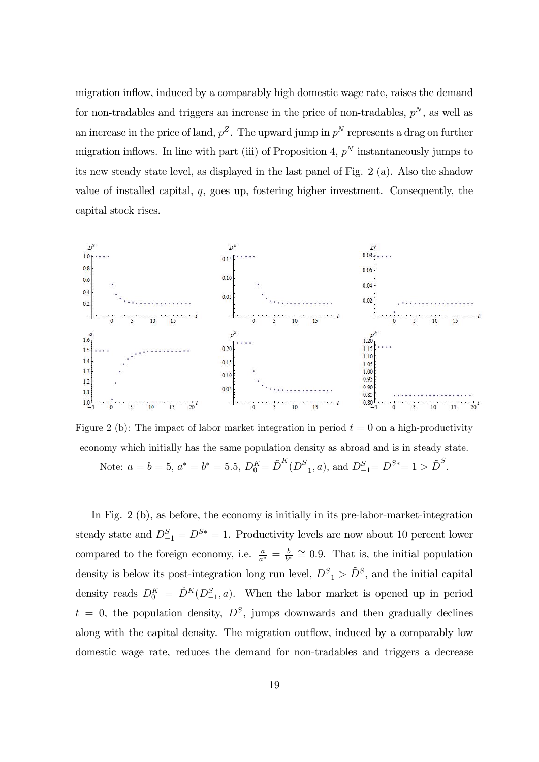migration inflow, induced by a comparably high domestic wage rate, raises the demand for non-tradables and triggers an increase in the price of non-tradables, $p^N$, as well as an increase in the price of land, $p^Z$. The upward jump in $p^N$ represents a drag on further migration inflows. In line with part (iii) of Proposition 4, $p^N$ instantaneously jumps to its new steady state level, as displayed in the last panel of Fig. 2 (a). Also the shadow value of installed capital, $q$, goes up, fostering higher investment. Consequently, the capital stock rises.

Figure 2 (b): The impact of labor market integration in period $t = 0$ on a high-productivity economy which initially has the same population density as abroad and is in steady state. Note: $a = b = 5$, $a^* = b^* = 5.5$, $D_0^K = \tilde{D}^K(D_{-1}^S, a)$, and $D_{-1}^S = D^{S*} = 1 > \tilde{D}^S$.

In Fig. 2 (b), as before, the economy is initially in its pre-labor-market-integration steady state and $D_{-1}^S = D^{S*} = 1$. Productivity levels are now about 10 percent lower compared to the foreign economy, i.e. $\frac{a}{a^*} = \frac{b}{b^*} \cong 0.9$. That is, the initial population density is below its post-integration long run level, $D_{-1}^S > \tilde{D}^S$, and the initial capital density reads $D_0^K = \tilde{D}^K(D_{-1}^S, a)$. When the labor market is opened up in period $t = 0$, the population density, $D^S$, jumps downwards and then gradually declines along with the capital density. The migration outflow, induced by a comparably low domestic wage rate, reduces the demand for non-tradables and triggers a decrease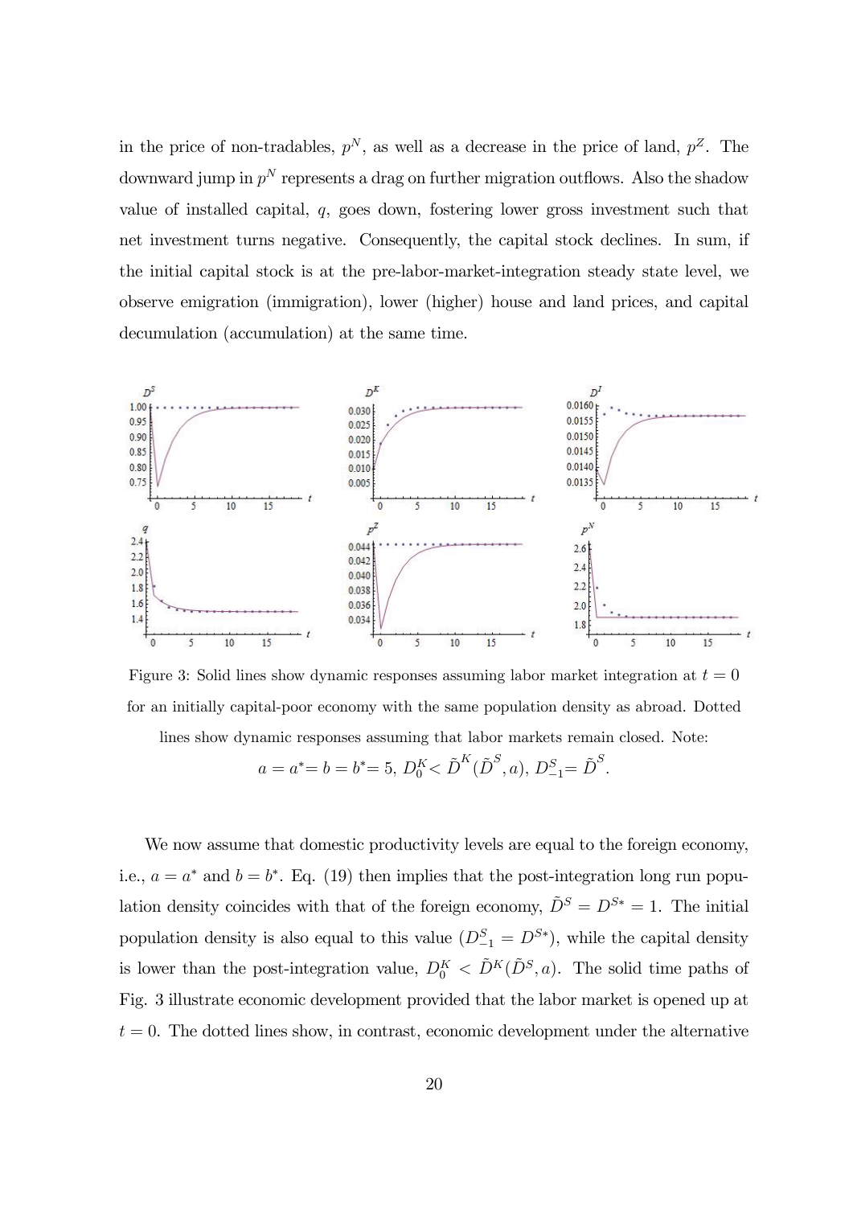in the price of non-tradables, $p^N$, as well as a decrease in the price of land, $p^Z$. The downward jump in $p^N$ represents a drag on further migration outflows. Also the shadow value of installed capital, $q$, goes down, fostering lower gross investment such that net investment turns negative. Consequently, the capital stock declines. In sum, if the initial capital stock is at the pre-labor-market-integration steady state level, we observe emigration (immigration), lower (higher) house and land prices, and capital decumulation (accumulation) at the same time.

Figure 3: Solid lines show dynamic responses assuming labor market integration at $t = 0$ for an initially capital-poor economy with the same population density as abroad. Dotted lines show dynamic responses assuming that labor markets remain closed. Note: $a = a^* = b = b^* = 5$, $D_0^K < \tilde{D}^K(\tilde{D}^S, a)$, $D_{-1}^S = \tilde{D}^S$.

We now assume that domestic productivity levels are equal to the foreign economy, i.e., $a = a^*$ and $b = b^*$. Eq. (19) then implies that the post-integration long run population density coincides with that of the foreign economy, $\tilde{D}^S = D^{S*} = 1$. The initial population density is also equal to this value ($D_{-1}^S = D^{S*}$), while the capital density is lower than the post-integration value, $D_0^K < \tilde{D}^K(\tilde{D}^S, a)$. The solid time paths of Fig. 3 illustrate economic development provided that the labor market is opened up at $t = 0$. The dotted lines show, in contrast, economic development under the alternative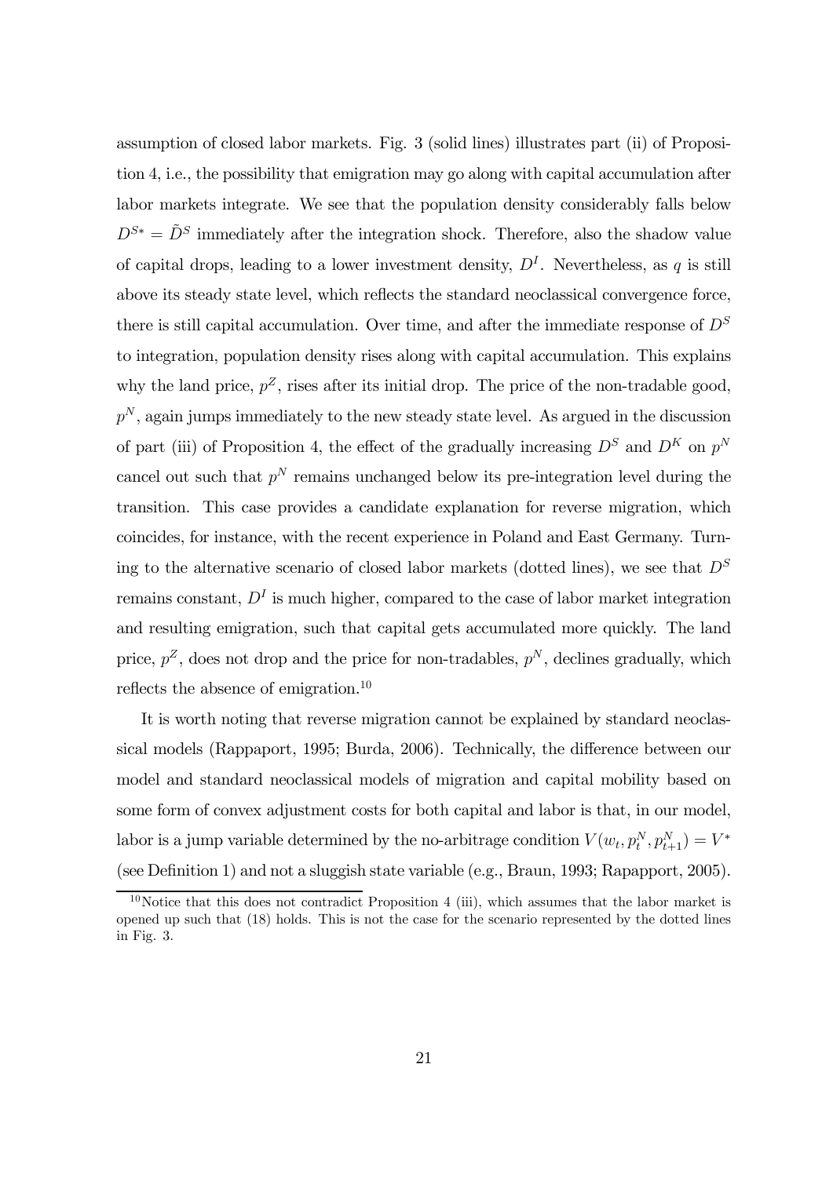assumption of closed labor markets. Fig. 3 (solid lines) illustrates part (ii) of Proposition 4, i.e., the possibility that emigration may go along with capital accumulation after labor markets integrate. We see that the population density considerably falls below $D^{S*} = \tilde{D}^S$ immediately after the integration shock. Therefore, also the shadow value of capital drops, leading to a lower investment density, $D^I$. Nevertheless, as $q$ is still above its steady state level, which reflects the standard neoclassical convergence force, there is still capital accumulation. Over time, and after the immediate response of $D^S$ to integration, population density rises along with capital accumulation. This explains why the land price, $p^Z$, rises after its initial drop. The price of the non-tradable good, $p^N$, again jumps immediately to the new steady state level. As argued in the discussion of part (iii) of Proposition 4, the effect of the gradually increasing $D^S$ and $D^K$ on $p^N$ cancel out such that $p^N$ remains unchanged below its pre-integration level during the transition. This case provides a candidate explanation for reverse migration, which coincides, for instance, with the recent experience in Poland and East Germany. Turning to the alternative scenario of closed labor markets (dotted lines), we see that $D^S$ remains constant, $D^I$ is much higher, compared to the case of labor market integration and resulting emigration, such that capital gets accumulated more quickly. The land price, $p^Z$, does not drop and the price for non-tradables, $p^N$, declines gradually, which reflects the absence of emigration.[10]

It is worth noting that reverse migration cannot be explained by standard neoclassical models (Rappaport, 1995; Burda, 2006). Technically, the difference between our model and standard neoclassical models of migration and capital mobility based on some form of convex adjustment costs for both capital and labor is that, in our model, labor is a jump variable determined by the no-arbitrage condition $V(w_t, p_t^N, p_{t+1}^N) = V^*$ (see Definition 1) and not a sluggish state variable (e.g., Braun, 1993; Rapapport, 2005).

[10] Notice that this does not contradict Proposition 4 (iii), which assumes that the labor market is opened up such that (18) holds. This is not the case for the scenario represented by the dotted lines in Fig. 3.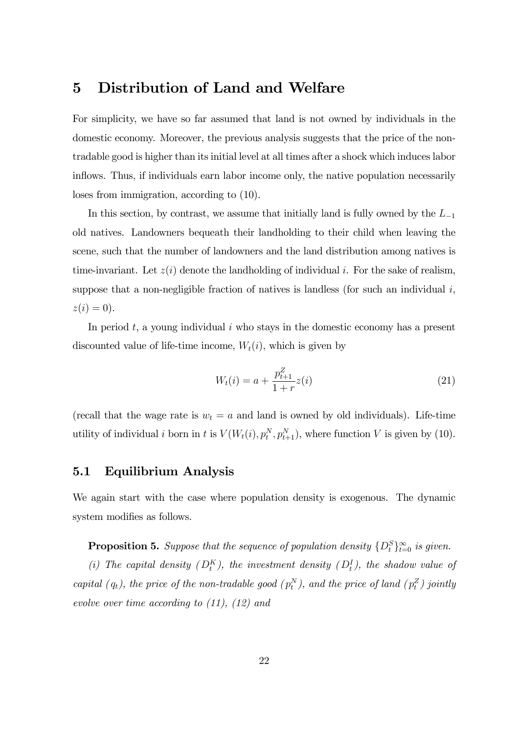# 5 Distribution of Land and Welfare

For simplicity, we have so far assumed that land is not owned by individuals in the domestic economy. Moreover, the previous analysis suggests that the price of the non-tradable good is higher than its initial level at all times after a shock which induces labor inflows. Thus, if individuals earn labor income only, the native population necessarily loses from immigration, according to (10).

In this section, by contrast, we assume that initially land is fully owned by the $L_{-1}$ old natives. Landowners bequeath their landholding to their child when leaving the scene, such that the number of landowners and the land distribution among natives is time-invariant. Let $z(i)$ denote the landholding of individual $i$. For the sake of realism, suppose that a non-negligible fraction of natives is landless (for such an individual $i$, $z(i) = 0$).

In period $t$, a young individual $i$ who stays in the domestic economy has a present discounted value of life-time income, $W_t(i)$, which is given by

$$W_t(i) = a + \frac{p_{t+1}^Z}{1+r} z(i) \tag{21}$$

(recall that the wage rate is $w_t = a$ and land is owned by old individuals). Life-time utility of individual $i$ born in $t$ is $V(W_t(i), p_t^N, p_{t+1}^N)$, where function $V$ is given by (10).

## 5.1 Equilibrium Analysis

We again start with the case where population density is exogenous. The dynamic system modifies as follows.

**Proposition 5.** *Suppose that the sequence of population density $\{D_t^S\}_{t=0}^{\infty}$ is given.*

*(i) The capital density ($D_t^K$), the investment density ($D_t^I$), the shadow value of capital ($q_t$), the price of the non-tradable good ($p_t^N$), and the price of land ($p_t^Z$) jointly evolve over time according to (11), (12) and*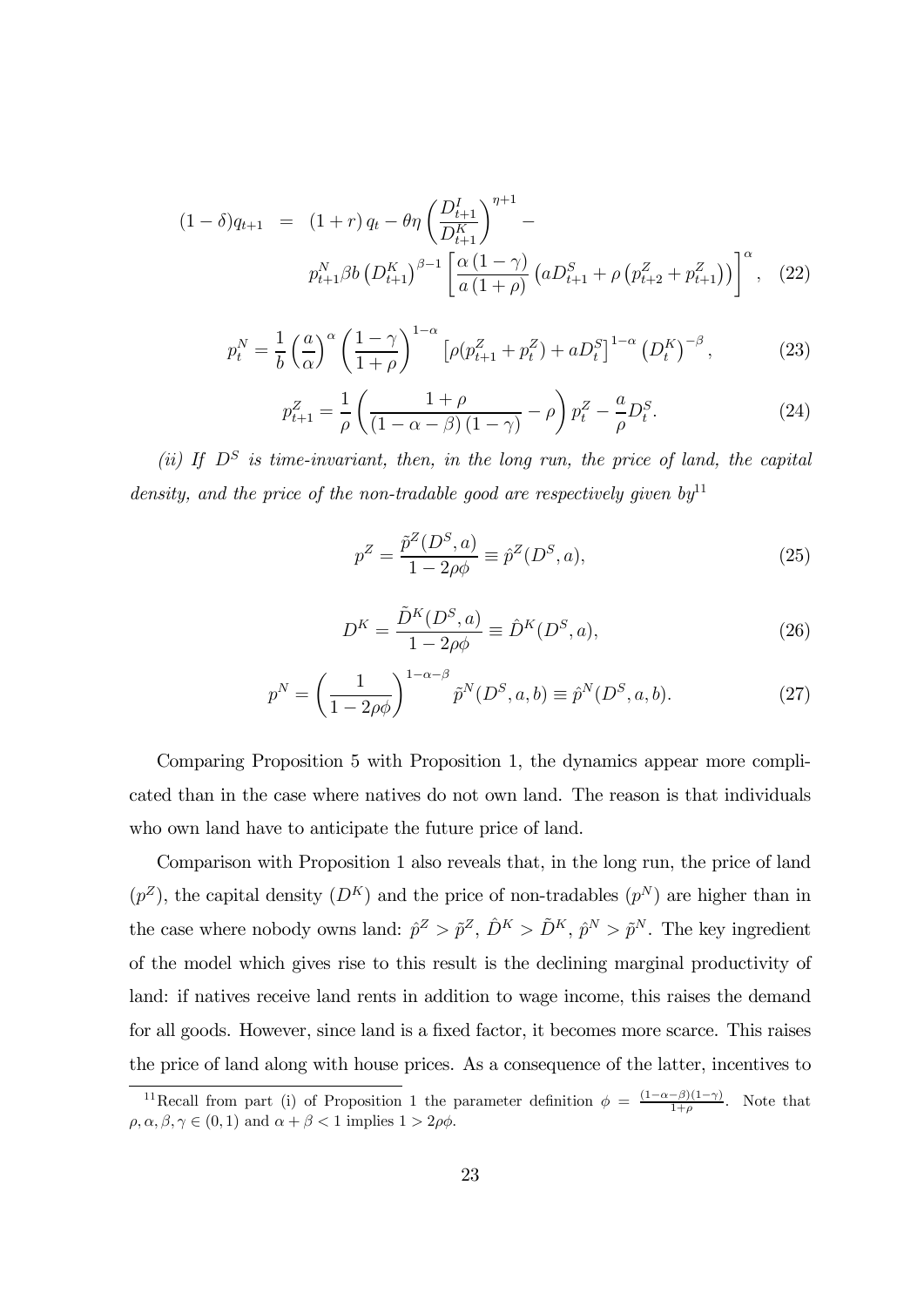$$
\begin{aligned}
(1-\delta)q_{t+1} \;&=\; (1+r)\,q_t - \theta\eta\left(\frac{D^I_{t+1}}{D^K_{t+1}}\right)^{\eta+1} - \\
&\qquad p^N_{t+1}\beta b\left(D^K_{t+1}\right)^{\beta-1}\left[\frac{\alpha(1-\gamma)}{a(1+\rho)}\left(aD^S_{t+1}+\rho\left(p^Z_{t+2}+p^Z_{t+1}\right)\right)\right]^{\alpha}, \quad (22)
\end{aligned}
$$

$$
p^N_t = \frac{1}{b}\left(\frac{a}{\alpha}\right)^{\alpha}\left(\frac{1-\gamma}{1+\rho}\right)^{1-\alpha}\left[\rho(p^Z_{t+1}+p^Z_t)+aD^S_t\right]^{1-\alpha}\left(D^K_t\right)^{-\beta}, \tag{23}
$$

$$
p^Z_{t+1} = \frac{1}{\rho}\left(\frac{1+\rho}{(1-\alpha-\beta)(1-\gamma)}-\rho\right)p^Z_t - \frac{a}{\rho}D^S_t. \tag{24}
$$

*(ii) If $D^S$ is time-invariant, then, in the long run, the price of land, the capital density, and the price of the non-tradable good are respectively given by*[11]

$$
p^Z = \frac{\tilde{p}^Z(D^S,a)}{1-2\rho\phi} \equiv \hat{p}^Z(D^S,a), \tag{25}
$$

$$
D^K = \frac{\tilde{D}^K(D^S,a)}{1-2\rho\phi} \equiv \hat{D}^K(D^S,a), \tag{26}
$$

$$
p^N = \left(\frac{1}{1-2\rho\phi}\right)^{1-\alpha-\beta}\tilde{p}^N(D^S,a,b) \equiv \hat{p}^N(D^S,a,b). \tag{27}
$$

Comparing Proposition 5 with Proposition 1, the dynamics appear more complicated than in the case where natives do not own land. The reason is that individuals who own land have to anticipate the future price of land.

Comparison with Proposition 1 also reveals that, in the long run, the price of land ($p^Z$), the capital density ($D^K$) and the price of non-tradables ($p^N$) are higher than in the case where nobody owns land: $\hat{p}^Z > \tilde{p}^Z$, $\hat{D}^K > \tilde{D}^K$, $\hat{p}^N > \tilde{p}^N$. The key ingredient of the model which gives rise to this result is the declining marginal productivity of land: if natives receive land rents in addition to wage income, this raises the demand for all goods. However, since land is a fixed factor, it becomes more scarce. This raises the price of land along with house prices. As a consequence of the latter, incentives to

[11] Recall from part (i) of Proposition 1 the parameter definition $\phi = \frac{(1-\alpha-\beta)(1-\gamma)}{1+\rho}$. Note that $\rho, \alpha, \beta, \gamma \in (0,1)$ and $\alpha+\beta<1$ implies $1 > 2\rho\phi$.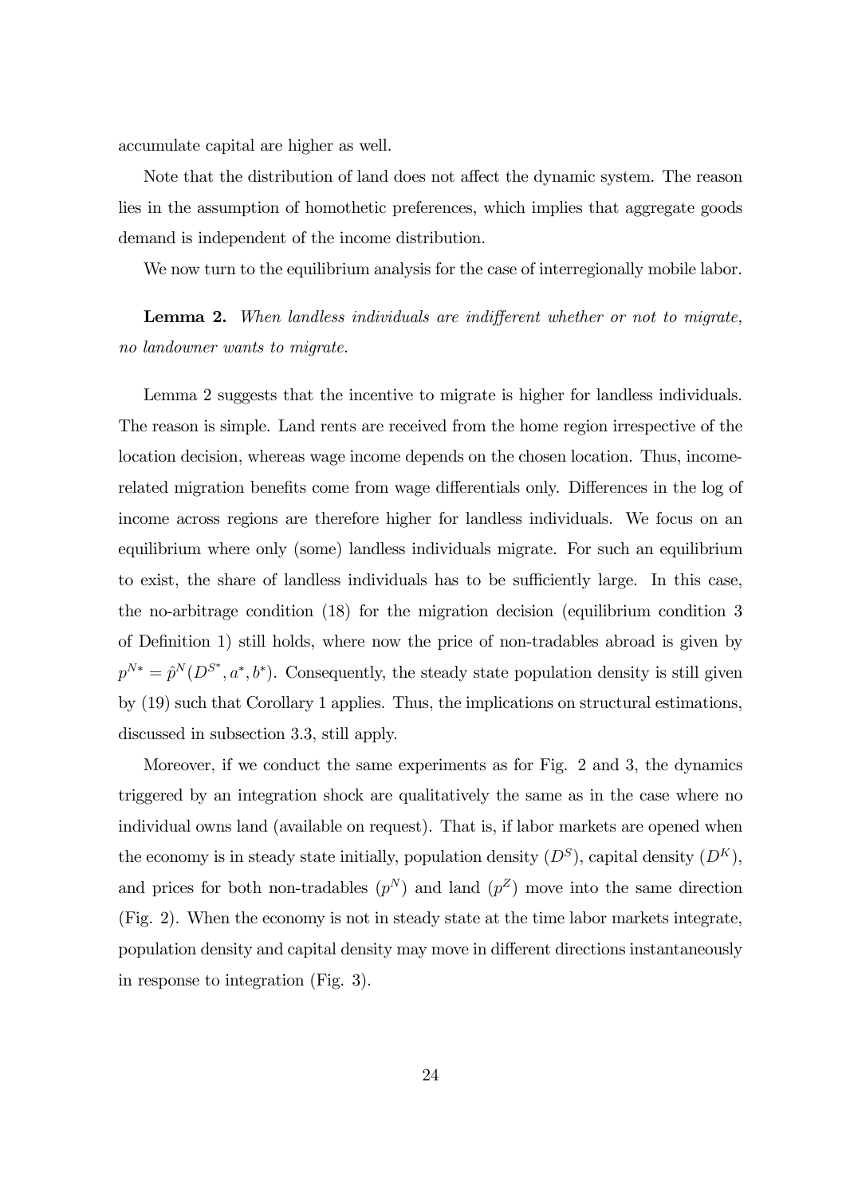accumulate capital are higher as well.

Note that the distribution of land does not affect the dynamic system. The reason lies in the assumption of homothetic preferences, which implies that aggregate goods demand is independent of the income distribution.

We now turn to the equilibrium analysis for the case of interregionally mobile labor.

**Lemma 2.** *When landless individuals are indifferent whether or not to migrate, no landowner wants to migrate.*

Lemma 2 suggests that the incentive to migrate is higher for landless individuals. The reason is simple. Land rents are received from the home region irrespective of the location decision, whereas wage income depends on the chosen location. Thus, income-related migration benefits come from wage differentials only. Differences in the log of income across regions are therefore higher for landless individuals. We focus on an equilibrium where only (some) landless individuals migrate. For such an equilibrium to exist, the share of landless individuals has to be sufficiently large. In this case, the no-arbitrage condition (18) for the migration decision (equilibrium condition 3 of Definition 1) still holds, where now the price of non-tradables abroad is given by $p^{N*} = \hat{p}^N(D^{S^*}, a^*, b^*)$. Consequently, the steady state population density is still given by (19) such that Corollary 1 applies. Thus, the implications on structural estimations, discussed in subsection 3.3, still apply.

Moreover, if we conduct the same experiments as for Fig. 2 and 3, the dynamics triggered by an integration shock are qualitatively the same as in the case where no individual owns land (available on request). That is, if labor markets are opened when the economy is in steady state initially, population density ($D^S$), capital density ($D^K$), and prices for both non-tradables ($p^N$) and land ($p^Z$) move into the same direction (Fig. 2). When the economy is not in steady state at the time labor markets integrate, population density and capital density may move in different directions instantaneously in response to integration (Fig. 3).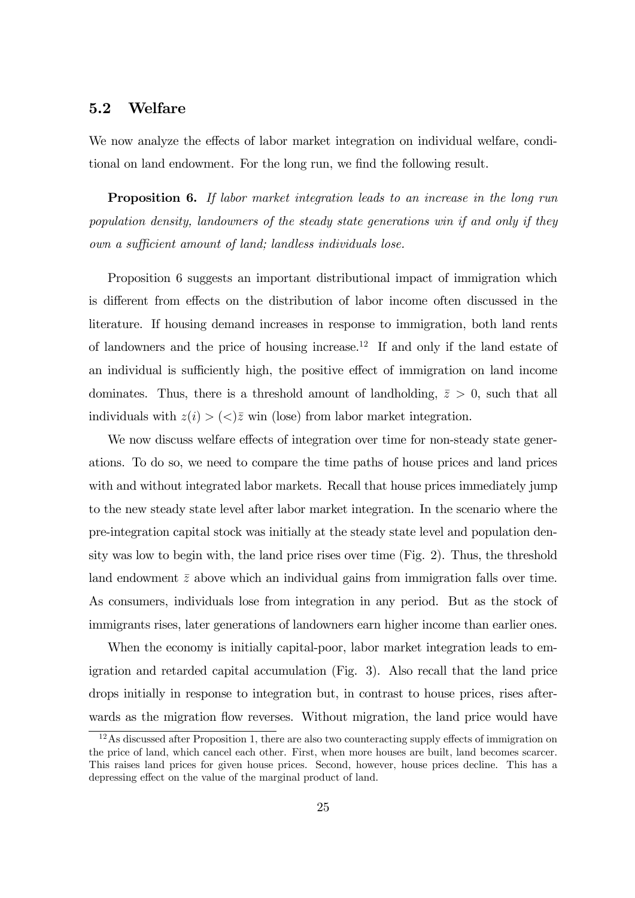## 5.2 Welfare

We now analyze the effects of labor market integration on individual welfare, conditional on land endowment. For the long run, we find the following result.

**Proposition 6.** *If labor market integration leads to an increase in the long run population density, landowners of the steady state generations win if and only if they own a sufficient amount of land; landless individuals lose.*

Proposition 6 suggests an important distributional impact of immigration which is different from effects on the distribution of labor income often discussed in the literature. If housing demand increases in response to immigration, both land rents of landowners and the price of housing increase.[12] If and only if the land estate of an individual is sufficiently high, the positive effect of immigration on land income dominates. Thus, there is a threshold amount of landholding, $\bar{z} > 0$, such that all individuals with $z(i) > (<) \bar{z}$ win (lose) from labor market integration.

We now discuss welfare effects of integration over time for non-steady state generations. To do so, we need to compare the time paths of house prices and land prices with and without integrated labor markets. Recall that house prices immediately jump to the new steady state level after labor market integration. In the scenario where the pre-integration capital stock was initially at the steady state level and population density was low to begin with, the land price rises over time (Fig. 2). Thus, the threshold land endowment $\bar{z}$ above which an individual gains from immigration falls over time. As consumers, individuals lose from integration in any period. But as the stock of immigrants rises, later generations of landowners earn higher income than earlier ones.

When the economy is initially capital-poor, labor market integration leads to emigration and retarded capital accumulation (Fig. 3). Also recall that the land price drops initially in response to integration but, in contrast to house prices, rises afterwards as the migration flow reverses. Without migration, the land price would have

[12] As discussed after Proposition 1, there are also two counteracting supply effects of immigration on the price of land, which cancel each other. First, when more houses are built, land becomes scarcer. This raises land prices for given house prices. Second, however, house prices decline. This has a depressing effect on the value of the marginal product of land.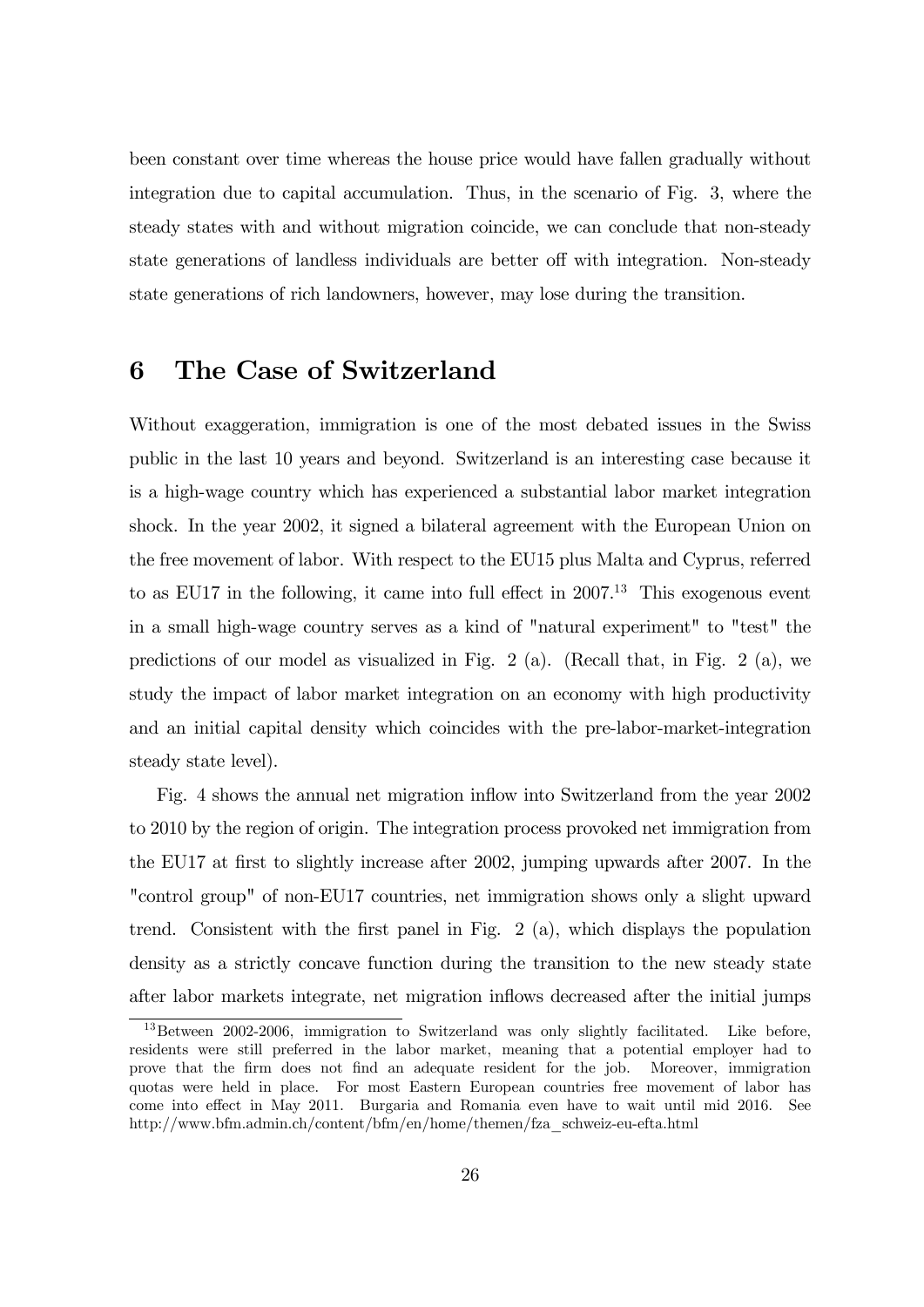been constant over time whereas the house price would have fallen gradually without integration due to capital accumulation. Thus, in the scenario of Fig. 3, where the steady states with and without migration coincide, we can conclude that non-steady state generations of landless individuals are better off with integration. Non-steady state generations of rich landowners, however, may lose during the transition.

# 6 The Case of Switzerland

Without exaggeration, immigration is one of the most debated issues in the Swiss public in the last 10 years and beyond. Switzerland is an interesting case because it is a high-wage country which has experienced a substantial labor market integration shock. In the year 2002, it signed a bilateral agreement with the European Union on the free movement of labor. With respect to the EU15 plus Malta and Cyprus, referred to as EU17 in the following, it came into full effect in 2007.[13] This exogenous event in a small high-wage country serves as a kind of "natural experiment" to "test" the predictions of our model as visualized in Fig. 2 (a). (Recall that, in Fig. 2 (a), we study the impact of labor market integration on an economy with high productivity and an initial capital density which coincides with the pre-labor-market-integration steady state level).

Fig. 4 shows the annual net migration inflow into Switzerland from the year 2002 to 2010 by the region of origin. The integration process provoked net immigration from the EU17 at first to slightly increase after 2002, jumping upwards after 2007. In the "control group" of non-EU17 countries, net immigration shows only a slight upward trend. Consistent with the first panel in Fig. 2 (a), which displays the population density as a strictly concave function during the transition to the new steady state after labor markets integrate, net migration inflows decreased after the initial jumps

[13] Between 2002-2006, immigration to Switzerland was only slightly facilitated. Like before, residents were still preferred in the labor market, meaning that a potential employer had to prove that the firm does not find an adequate resident for the job. Moreover, immigration quotas were held in place. For most Eastern European countries free movement of labor has come into effect in May 2011. Burgaria and Romania even have to wait until mid 2016. See http://www.bfm.admin.ch/content/bfm/en/home/themen/fza_schweiz-eu-efta.html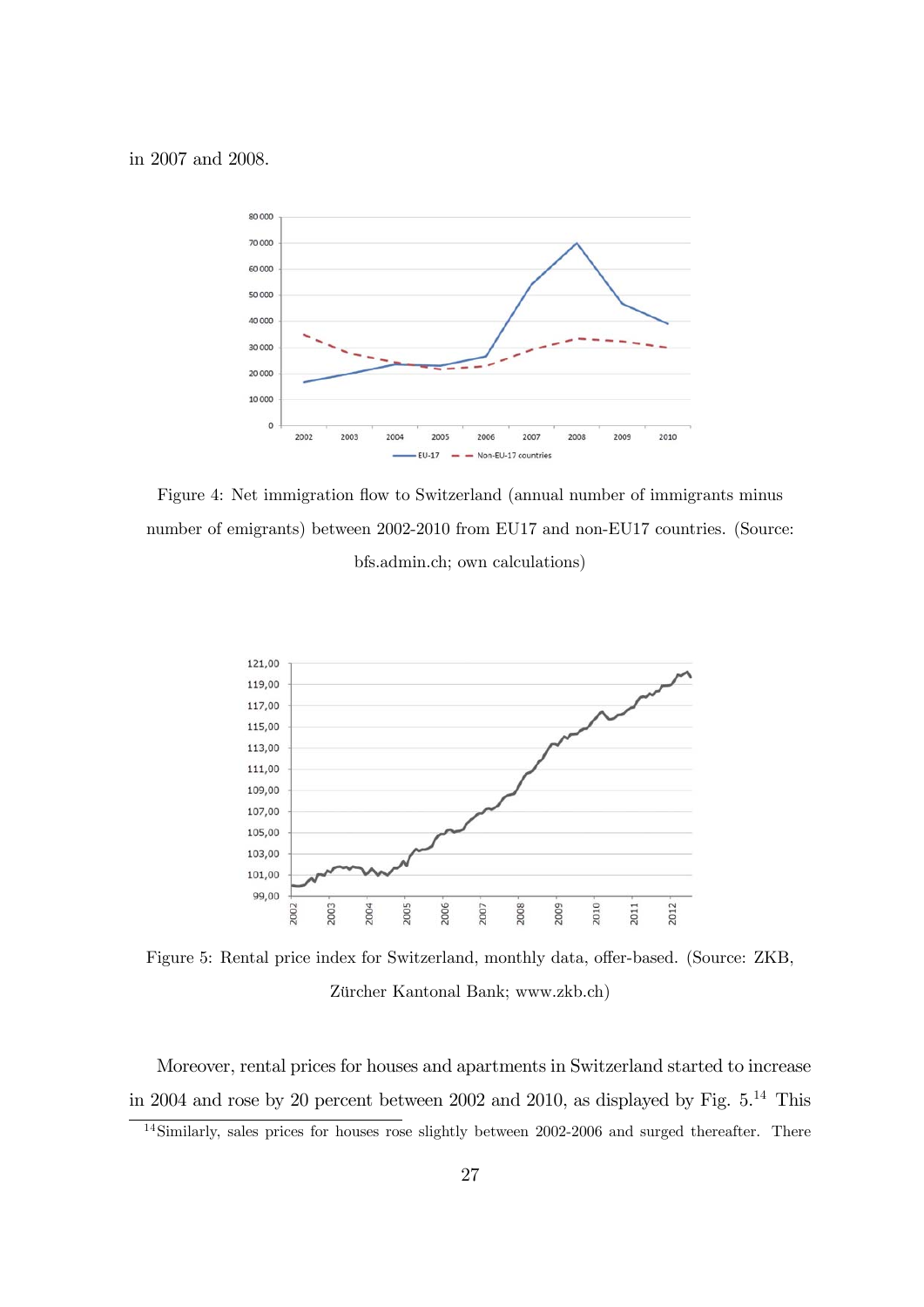in 2007 and 2008.

Figure 4: Net immigration flow to Switzerland (annual number of immigrants minus number of emigrants) between 2002-2010 from EU17 and non-EU17 countries. (Source: bfs.admin.ch; own calculations)

Figure 5: Rental price index for Switzerland, monthly data, offer-based. (Source: ZKB, Zürcher Kantonal Bank; www.zkb.ch)

Moreover, rental prices for houses and apartments in Switzerland started to increase in 2004 and rose by 20 percent between 2002 and 2010, as displayed by Fig. 5.[14] This

[14]Similarly, sales prices for houses rose slightly between 2002-2006 and surged thereafter. There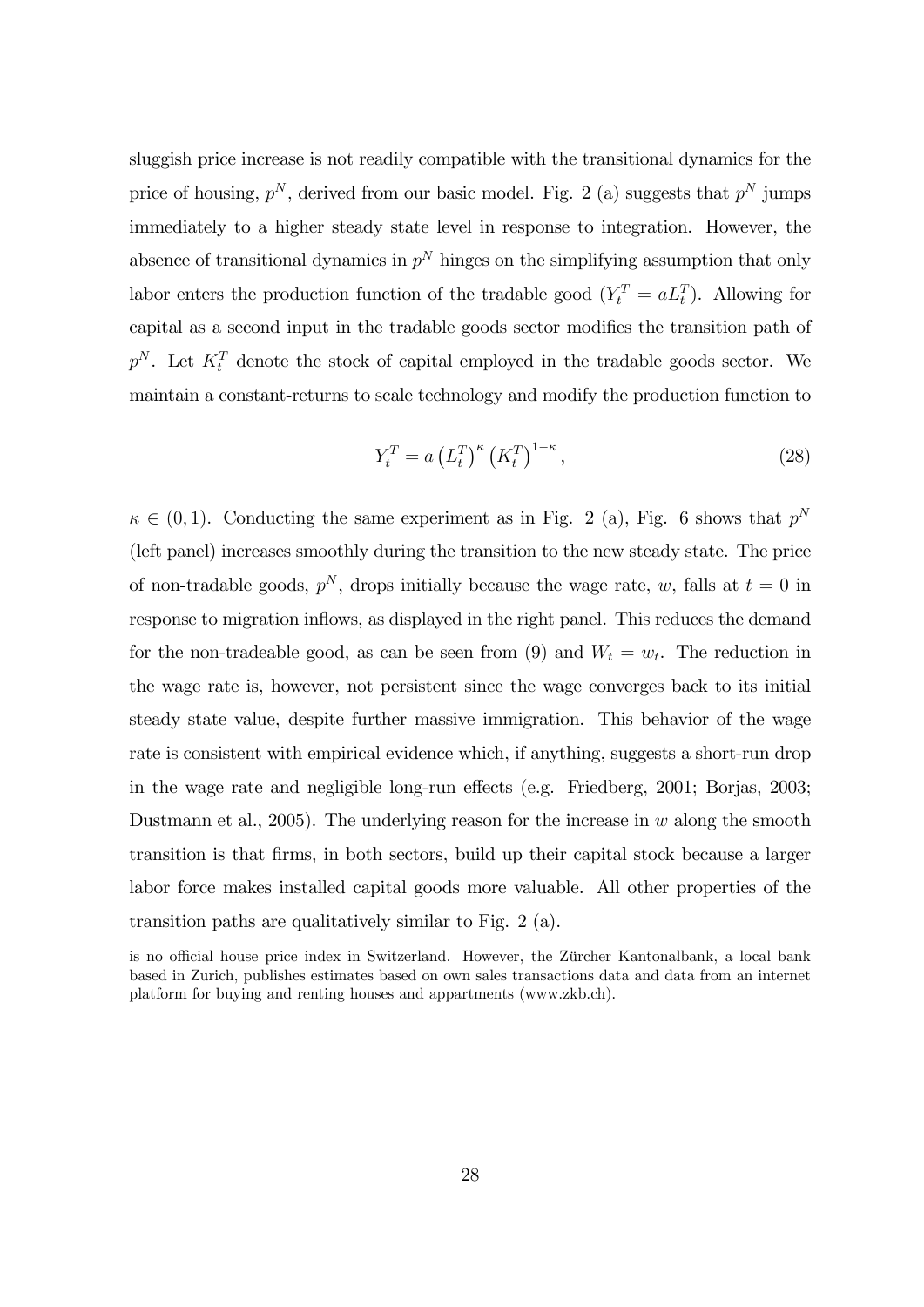sluggish price increase is not readily compatible with the transitional dynamics for the price of housing, $p^N$, derived from our basic model. Fig. 2 (a) suggests that $p^N$ jumps immediately to a higher steady state level in response to integration. However, the absence of transitional dynamics in $p^N$ hinges on the simplifying assumption that only labor enters the production function of the tradable good ($Y_t^T = aL_t^T$). Allowing for capital as a second input in the tradable goods sector modifies the transition path of $p^N$. Let $K_t^T$ denote the stock of capital employed in the tradable goods sector. We maintain a constant-returns to scale technology and modify the production function to

$$Y_t^T = a \left(L_t^T\right)^{\kappa} \left(K_t^T\right)^{1-\kappa}, \tag{28}$$

$\kappa \in (0, 1)$. Conducting the same experiment as in Fig. 2 (a), Fig. 6 shows that $p^N$ (left panel) increases smoothly during the transition to the new steady state. The price of non-tradable goods, $p^N$, drops initially because the wage rate, $w$, falls at $t = 0$ in response to migration inflows, as displayed in the right panel. This reduces the demand for the non-tradeable good, as can be seen from (9) and $W_t = w_t$. The reduction in the wage rate is, however, not persistent since the wage converges back to its initial steady state value, despite further massive immigration. This behavior of the wage rate is consistent with empirical evidence which, if anything, suggests a short-run drop in the wage rate and negligible long-run effects (e.g. Friedberg, 2001; Borjas, 2003; Dustmann et al., 2005). The underlying reason for the increase in $w$ along the smooth transition is that firms, in both sectors, build up their capital stock because a larger labor force makes installed capital goods more valuable. All other properties of the transition paths are qualitatively similar to Fig. 2 (a).

is no official house price index in Switzerland. However, the Zürcher Kantonalbank, a local bank based in Zurich, publishes estimates based on own sales transactions data and data from an internet platform for buying and renting houses and appartments (www.zkb.ch).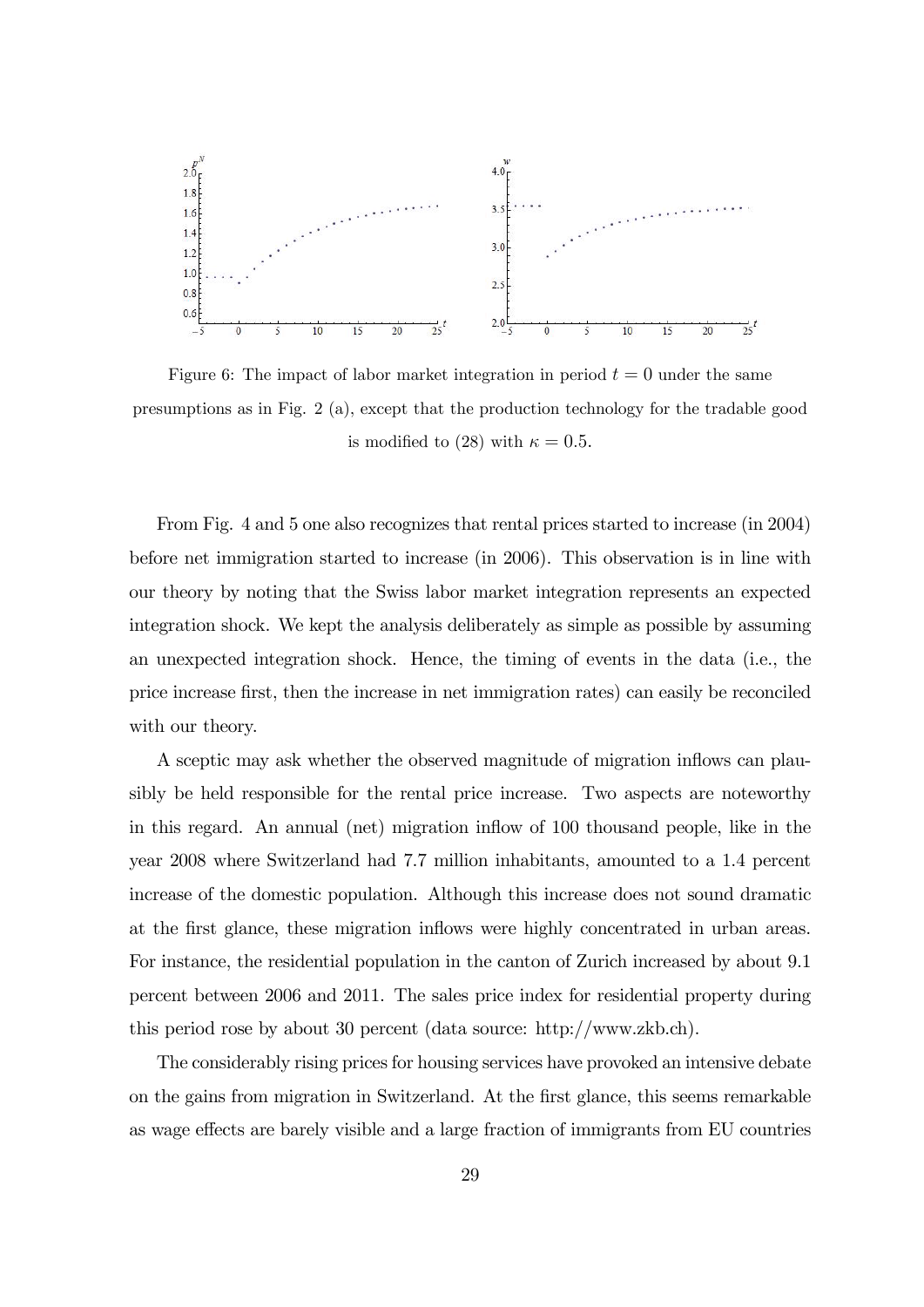Figure 6: The impact of labor market integration in period $t = 0$ under the same presumptions as in Fig. 2 (a), except that the production technology for the tradable good is modified to (28) with $\kappa = 0.5$.

From Fig. 4 and 5 one also recognizes that rental prices started to increase (in 2004) before net immigration started to increase (in 2006). This observation is in line with our theory by noting that the Swiss labor market integration represents an expected integration shock. We kept the analysis deliberately as simple as possible by assuming an unexpected integration shock. Hence, the timing of events in the data (i.e., the price increase first, then the increase in net immigration rates) can easily be reconciled with our theory.

A sceptic may ask whether the observed magnitude of migration inflows can plausibly be held responsible for the rental price increase. Two aspects are noteworthy in this regard. An annual (net) migration inflow of 100 thousand people, like in the year 2008 where Switzerland had 7.7 million inhabitants, amounted to a 1.4 percent increase of the domestic population. Although this increase does not sound dramatic at the first glance, these migration inflows were highly concentrated in urban areas. For instance, the residential population in the canton of Zurich increased by about 9.1 percent between 2006 and 2011. The sales price index for residential property during this period rose by about 30 percent (data source: http://www.zkb.ch).

The considerably rising prices for housing services have provoked an intensive debate on the gains from migration in Switzerland. At the first glance, this seems remarkable as wage effects are barely visible and a large fraction of immigrants from EU countries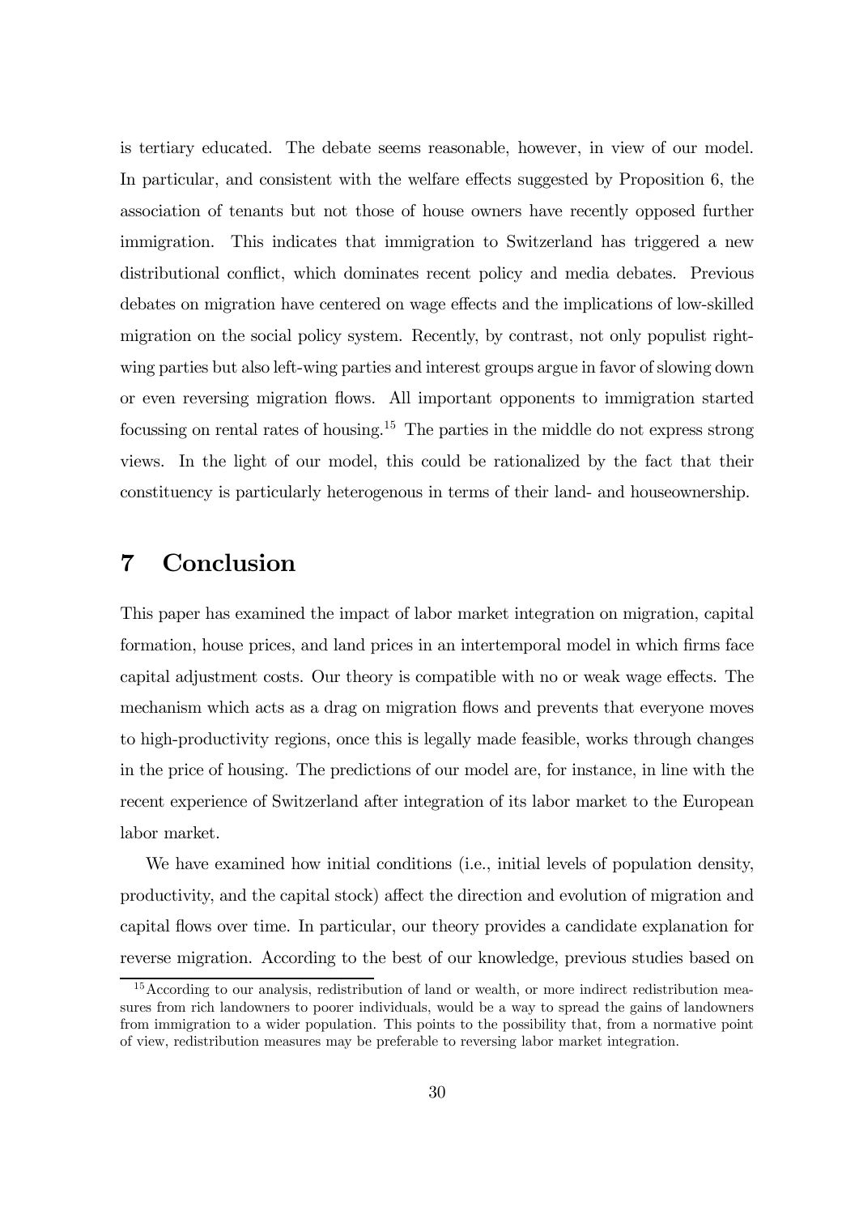is tertiary educated. The debate seems reasonable, however, in view of our model. In particular, and consistent with the welfare effects suggested by Proposition 6, the association of tenants but not those of house owners have recently opposed further immigration. This indicates that immigration to Switzerland has triggered a new distributional conflict, which dominates recent policy and media debates. Previous debates on migration have centered on wage effects and the implications of low-skilled migration on the social policy system. Recently, by contrast, not only populist right-wing parties but also left-wing parties and interest groups argue in favor of slowing down or even reversing migration flows. All important opponents to immigration started focussing on rental rates of housing.[15] The parties in the middle do not express strong views. In the light of our model, this could be rationalized by the fact that their constituency is particularly heterogenous in terms of their land- and houseownership.

# 7 Conclusion

This paper has examined the impact of labor market integration on migration, capital formation, house prices, and land prices in an intertemporal model in which firms face capital adjustment costs. Our theory is compatible with no or weak wage effects. The mechanism which acts as a drag on migration flows and prevents that everyone moves to high-productivity regions, once this is legally made feasible, works through changes in the price of housing. The predictions of our model are, for instance, in line with the recent experience of Switzerland after integration of its labor market to the European labor market.

We have examined how initial conditions (i.e., initial levels of population density, productivity, and the capital stock) affect the direction and evolution of migration and capital flows over time. In particular, our theory provides a candidate explanation for reverse migration. According to the best of our knowledge, previous studies based on

[15] According to our analysis, redistribution of land or wealth, or more indirect redistribution measures from rich landowners to poorer individuals, would be a way to spread the gains of landowners from immigration to a wider population. This points to the possibility that, from a normative point of view, redistribution measures may be preferable to reversing labor market integration.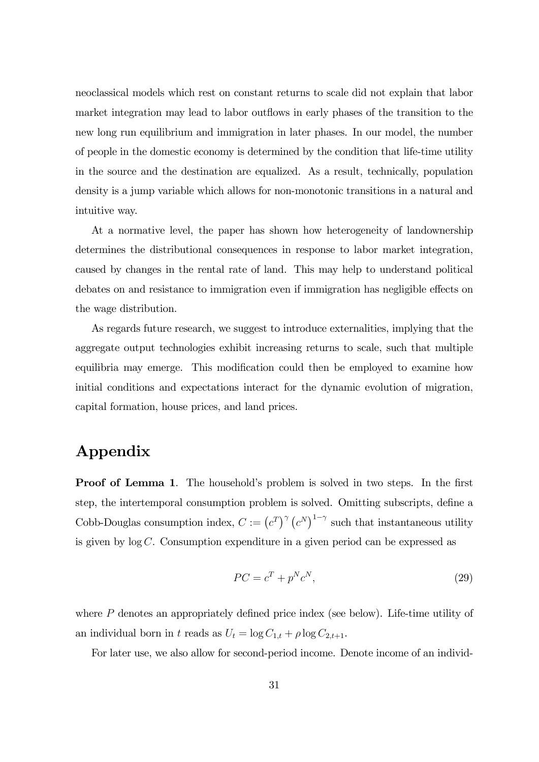neoclassical models which rest on constant returns to scale did not explain that labor market integration may lead to labor outflows in early phases of the transition to the new long run equilibrium and immigration in later phases. In our model, the number of people in the domestic economy is determined by the condition that life-time utility in the source and the destination are equalized. As a result, technically, population density is a jump variable which allows for non-monotonic transitions in a natural and intuitive way.

At a normative level, the paper has shown how heterogeneity of landownership determines the distributional consequences in response to labor market integration, caused by changes in the rental rate of land. This may help to understand political debates on and resistance to immigration even if immigration has negligible effects on the wage distribution.

As regards future research, we suggest to introduce externalities, implying that the aggregate output technologies exhibit increasing returns to scale, such that multiple equilibria may emerge. This modification could then be employed to examine how initial conditions and expectations interact for the dynamic evolution of migration, capital formation, house prices, and land prices.

# Appendix

**Proof of Lemma 1**. The household's problem is solved in two steps. In the first step, the intertemporal consumption problem is solved. Omitting subscripts, define a Cobb-Douglas consumption index, $C := \left(c^T\right)^{\gamma}\left(c^N\right)^{1-\gamma}$ such that instantaneous utility is given by $\log C$. Consumption expenditure in a given period can be expressed as

$$PC = c^T + p^N c^N, \tag{29}$$

where $P$ denotes an appropriately defined price index (see below). Life-time utility of an individual born in $t$ reads as $U_t = \log C_{1,t} + \rho \log C_{2,t+1}$.

For later use, we also allow for second-period income. Denote income of an individ-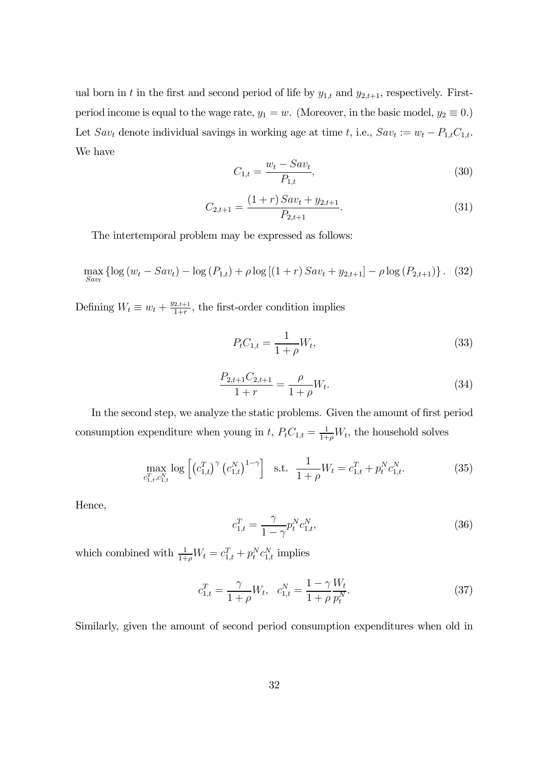ual born in $t$ in the first and second period of life by $y_{1,t}$ and $y_{2,t+1}$, respectively. First-period income is equal to the wage rate, $y_1 = w$. (Moreover, in the basic model, $y_2 \equiv 0$.) Let $Sav_t$ denote individual savings in working age at time $t$, i.e., $Sav_t := w_t - P_{1,t}C_{1,t}$. We have

$$C_{1,t} = \frac{w_t - Sav_t}{P_{1,t}}, \tag{30}$$

$$C_{2,t+1} = \frac{(1+r)\, Sav_t + y_{2,t+1}}{P_{2,t+1}}. \tag{31}$$

The intertemporal problem may be expressed as follows:

$$\max_{Sav_t} \left\{ \log\left(w_t - Sav_t\right) - \log\left(P_{1,t}\right) + \rho \log\left[(1+r)\, Sav_t + y_{2,t+1}\right] - \rho \log\left(P_{2,t+1}\right) \right\}. \tag{32}$$

Defining $W_t \equiv w_t + \frac{y_{2,t+1}}{1+r}$, the first-order condition implies

$$P_t C_{1,t} = \frac{1}{1+\rho} W_t, \tag{33}$$

$$\frac{P_{2,t+1} C_{2,t+1}}{1+r} = \frac{\rho}{1+\rho} W_t. \tag{34}$$

In the second step, we analyze the static problems. Given the amount of first period consumption expenditure when young in $t$, $P_t C_{1,t} = \frac{1}{1+\rho} W_t$, the household solves

$$\max_{c^T_{1,t}, c^N_{1,t}} \log\left[\left(c^T_{1,t}\right)^{\gamma} \left(c^N_{1,t}\right)^{1-\gamma}\right] \quad \text{s.t.} \quad \frac{1}{1+\rho} W_t = c^T_{1,t} + p^N_t c^N_{1,t}. \tag{35}$$

Hence,

$$c^T_{1,t} = \frac{\gamma}{1-\gamma} p^N_t c^N_{1,t}, \tag{36}$$

which combined with $\frac{1}{1+\rho} W_t = c^T_{1,t} + p^N_t c^N_{1,t}$ implies

$$c^T_{1,t} = \frac{\gamma}{1+\rho} W_t, \quad c^N_{1,t} = \frac{1-\gamma}{1+\rho} \frac{W_t}{p^N_t}. \tag{37}$$

Similarly, given the amount of second period consumption expenditures when old in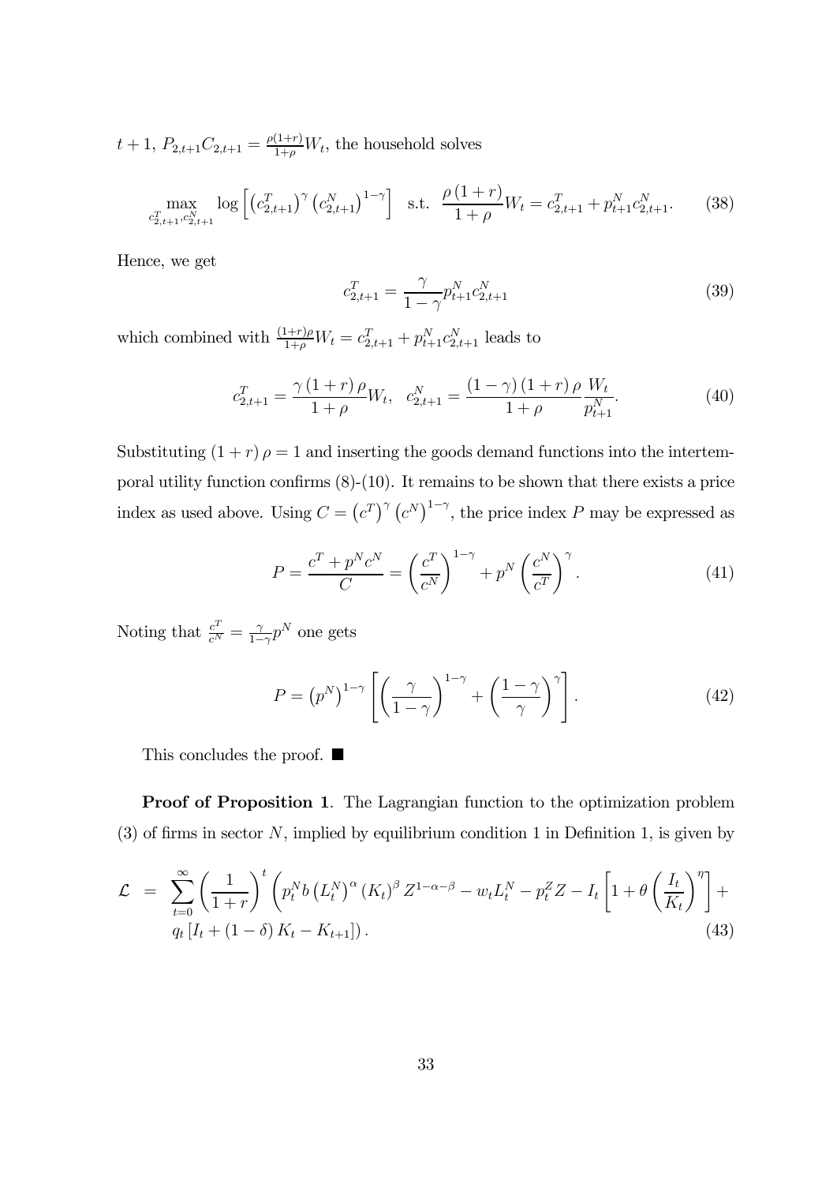$t+1$, $P_{2,t+1}C_{2,t+1} = \frac{\rho(1+r)}{1+\rho}W_t$, the household solves

$$\max_{c_{2,t+1}^T, c_{2,t+1}^N} \log\left[\left(c_{2,t+1}^T\right)^{\gamma}\left(c_{2,t+1}^N\right)^{1-\gamma}\right] \quad \text{s.t.} \quad \frac{\rho(1+r)}{1+\rho}W_t = c_{2,t+1}^T + p_{t+1}^N c_{2,t+1}^N. \tag{38}$$

Hence, we get

$$c_{2,t+1}^T = \frac{\gamma}{1-\gamma}p_{t+1}^N c_{2,t+1}^N \tag{39}$$

which combined with $\frac{(1+r)\rho}{1+\rho}W_t = c_{2,t+1}^T + p_{t+1}^N c_{2,t+1}^N$ leads to

$$c_{2,t+1}^T = \frac{\gamma(1+r)\rho}{1+\rho}W_t, \quad c_{2,t+1}^N = \frac{(1-\gamma)(1+r)\rho}{1+\rho}\frac{W_t}{p_{t+1}^N}. \tag{40}$$

Substituting $(1+r)\rho = 1$ and inserting the goods demand functions into the intertemporal utility function confirms (8)-(10). It remains to be shown that there exists a price index as used above. Using $C = \left(c^T\right)^{\gamma}\left(c^N\right)^{1-\gamma}$, the price index $P$ may be expressed as

$$P = \frac{c^T + p^N c^N}{C} = \left(\frac{c^T}{c^N}\right)^{1-\gamma} + p^N\left(\frac{c^N}{c^T}\right)^{\gamma}. \tag{41}$$

Noting that $\frac{c^T}{c^N} = \frac{\gamma}{1-\gamma}p^N$ one gets

$$P = \left(p^N\right)^{1-\gamma}\left[\left(\frac{\gamma}{1-\gamma}\right)^{1-\gamma} + \left(\frac{1-\gamma}{\gamma}\right)^{\gamma}\right]. \tag{42}$$

This concludes the proof. ■

**Proof of Proposition 1**. The Lagrangian function to the optimization problem (3) of firms in sector $N$, implied by equilibrium condition 1 in Definition 1, is given by

$$\begin{aligned}\mathcal{L} &= \sum_{t=0}^{\infty}\left(\frac{1}{1+r}\right)^t\left(p_t^N b\left(L_t^N\right)^{\alpha}\left(K_t\right)^{\beta}Z^{1-\alpha-\beta} - w_t L_t^N - p_t^Z Z - I_t\left[1+\theta\left(\frac{I_t}{K_t}\right)^{\eta}\right] + \right. \\ &\quad \left. q_t\left[I_t + (1-\delta)K_t - K_{t+1}\right]\right). \end{aligned} \tag{43}$$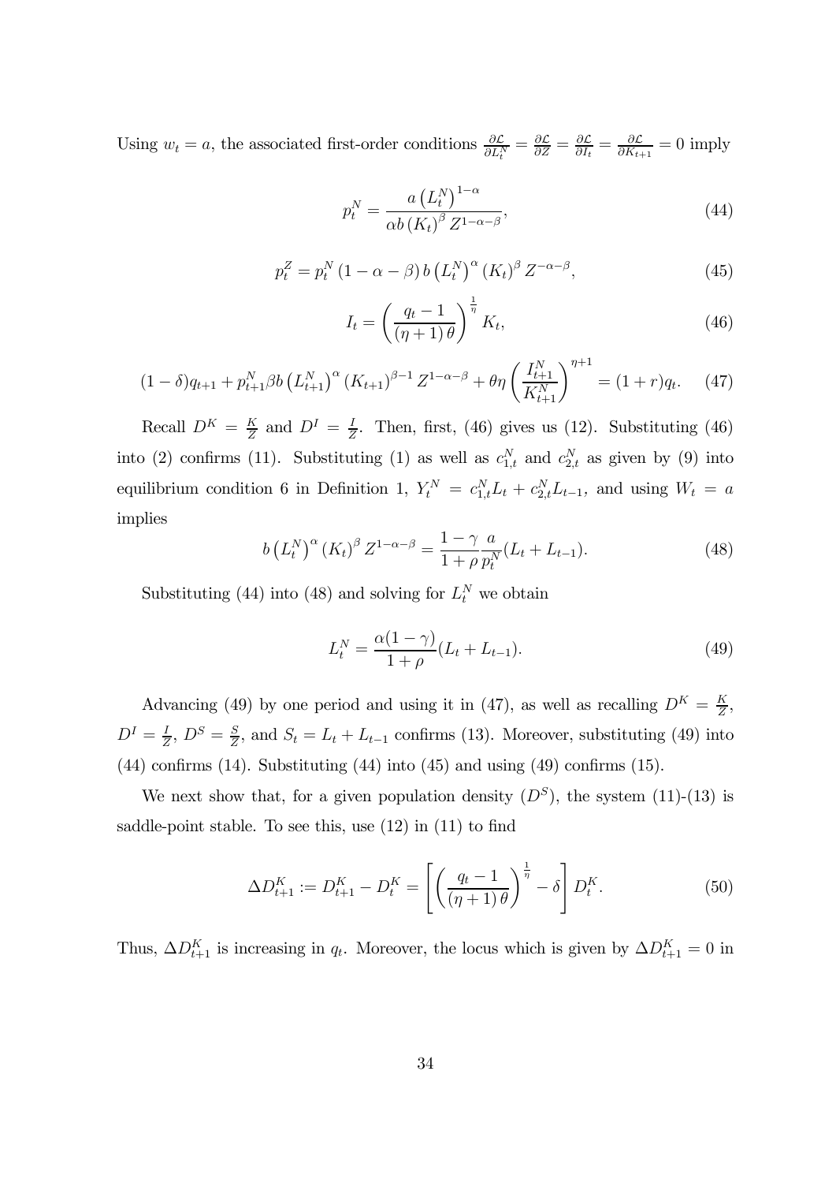Using $w_t = a$, the associated first-order conditions $\frac{\partial \mathcal{L}}{\partial L_t^N} = \frac{\partial \mathcal{L}}{\partial Z} = \frac{\partial \mathcal{L}}{\partial I_t} = \frac{\partial \mathcal{L}}{\partial K_{t+1}} = 0$ imply

$$p_t^N = \frac{a \left(L_t^N\right)^{1-\alpha}}{\alpha b \left(K_t\right)^{\beta} Z^{1-\alpha-\beta}}, \tag{44}$$

$$p_t^Z = p_t^N \left(1-\alpha-\beta\right) b \left(L_t^N\right)^{\alpha} \left(K_t\right)^{\beta} Z^{-\alpha-\beta}, \tag{45}$$

$$I_t = \left(\frac{q_t - 1}{\left(\eta+1\right)\theta}\right)^{\frac{1}{\eta}} K_t, \tag{46}$$

$$(1-\delta)q_{t+1} + p_{t+1}^N \beta b \left(L_{t+1}^N\right)^{\alpha} \left(K_{t+1}\right)^{\beta-1} Z^{1-\alpha-\beta} + \theta\eta \left(\frac{I_{t+1}^N}{K_{t+1}^N}\right)^{\eta+1} = (1+r)q_t. \tag{47}$$

Recall $D^K = \frac{K}{Z}$ and $D^I = \frac{I}{Z}$. Then, first, (46) gives us (12). Substituting (46) into (2) confirms (11). Substituting (1) as well as $c_{1,t}^N$ and $c_{2,t}^N$ as given by (9) into equilibrium condition 6 in Definition 1, $Y_t^N = c_{1,t}^N L_t + c_{2,t}^N L_{t-1}$, and using $W_t = a$ implies

$$b \left(L_t^N\right)^{\alpha} \left(K_t\right)^{\beta} Z^{1-\alpha-\beta} = \frac{1-\gamma}{1+\rho}\frac{a}{p_t^N}(L_t + L_{t-1}). \tag{48}$$

Substituting (44) into (48) and solving for $L_t^N$ we obtain

$$L_t^N = \frac{\alpha(1-\gamma)}{1+\rho}(L_t + L_{t-1}). \tag{49}$$

Advancing (49) by one period and using it in (47), as well as recalling $D^K = \frac{K}{Z}$, $D^I = \frac{I}{Z}$, $D^S = \frac{S}{Z}$, and $S_t = L_t + L_{t-1}$ confirms (13). Moreover, substituting (49) into (44) confirms (14). Substituting (44) into (45) and using (49) confirms (15).

We next show that, for a given population density ($D^S$), the system (11)-(13) is saddle-point stable. To see this, use (12) in (11) to find

$$\Delta D_{t+1}^K := D_{t+1}^K - D_t^K = \left[\left(\frac{q_t - 1}{\left(\eta+1\right)\theta}\right)^{\frac{1}{\eta}} - \delta\right] D_t^K. \tag{50}$$

Thus, $\Delta D_{t+1}^K$ is increasing in $q_t$. Moreover, the locus which is given by $\Delta D_{t+1}^K = 0$ in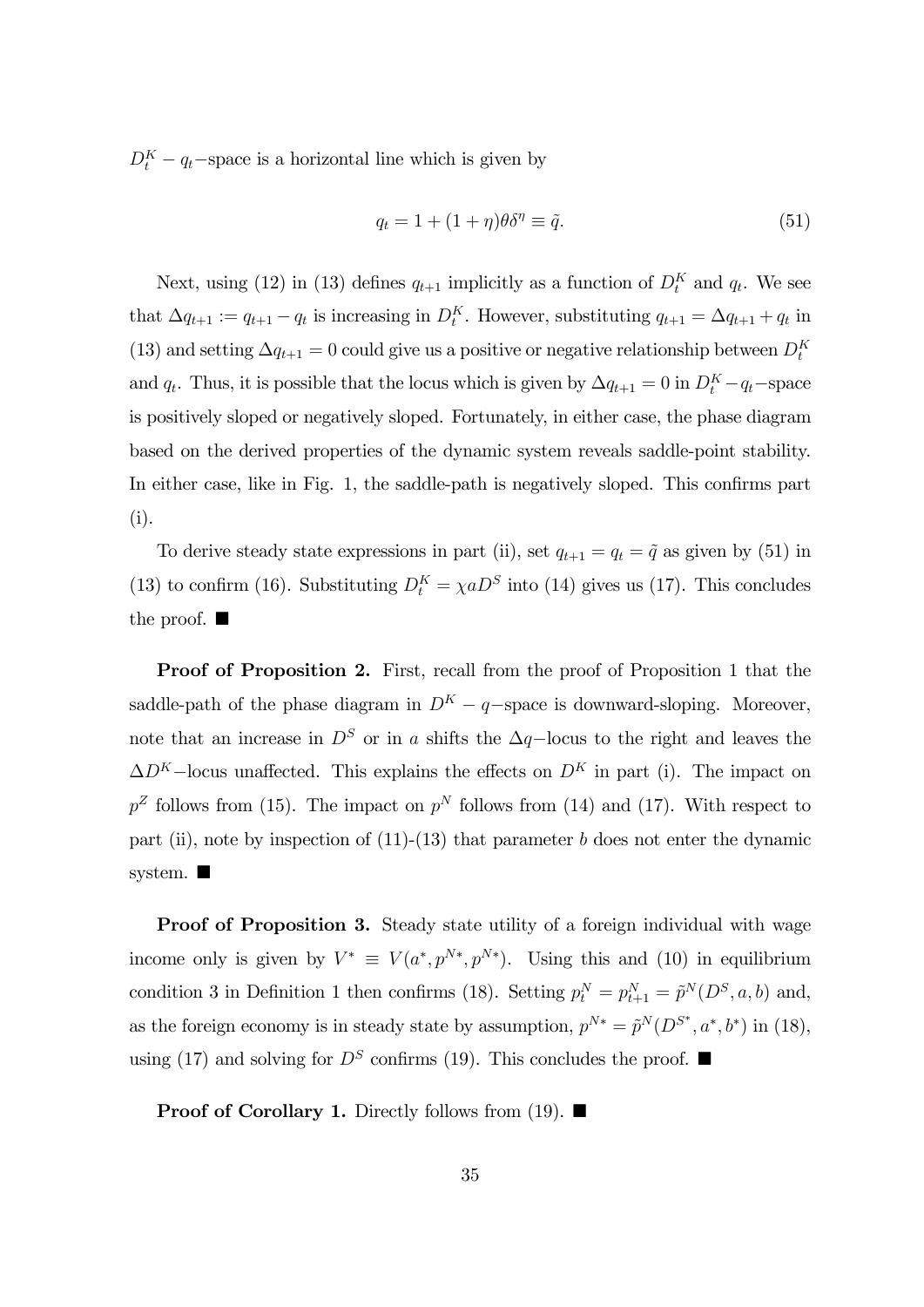$D_t^K - q_t$−space is a horizontal line which is given by

$$q_t = 1 + (1+\eta)\theta\delta^{\eta} \equiv \tilde{q}. \tag{51}$$

Next, using (12) in (13) defines $q_{t+1}$ implicitly as a function of $D_t^K$ and $q_t$. We see that $\Delta q_{t+1} := q_{t+1} - q_t$ is increasing in $D_t^K$. However, substituting $q_{t+1} = \Delta q_{t+1} + q_t$ in (13) and setting $\Delta q_{t+1} = 0$ could give us a positive or negative relationship between $D_t^K$ and $q_t$. Thus, it is possible that the locus which is given by $\Delta q_{t+1} = 0$ in $D_t^K - q_t$−space is positively sloped or negatively sloped. Fortunately, in either case, the phase diagram based on the derived properties of the dynamic system reveals saddle-point stability. In either case, like in Fig. 1, the saddle-path is negatively sloped. This confirms part (i).

To derive steady state expressions in part (ii), set $q_{t+1} = q_t = \tilde{q}$ as given by (51) in (13) to confirm (16). Substituting $D_t^K = \chi a D^S$ into (14) gives us (17). This concludes the proof. ■

**Proof of Proposition 2.** First, recall from the proof of Proposition 1 that the saddle-path of the phase diagram in $D^K - q$−space is downward-sloping. Moreover, note that an increase in $D^S$ or in $a$ shifts the $\Delta q$−locus to the right and leaves the $\Delta D^K$−locus unaffected. This explains the effects on $D^K$ in part (i). The impact on $p^Z$ follows from (15). The impact on $p^N$ follows from (14) and (17). With respect to part (ii), note by inspection of (11)-(13) that parameter $b$ does not enter the dynamic system. ■

**Proof of Proposition 3.** Steady state utility of a foreign individual with wage income only is given by $V^* \equiv V(a^*, p^{N*}, p^{N*})$. Using this and (10) in equilibrium condition 3 in Definition 1 then confirms (18). Setting $p_t^N = p_{t+1}^N = \tilde{p}^N(D^S, a, b)$ and, as the foreign economy is in steady state by assumption, $p^{N*} = \tilde{p}^N(D^{S^*}, a^*, b^*)$ in (18), using (17) and solving for $D^S$ confirms (19). This concludes the proof. ■

**Proof of Corollary 1.** Directly follows from (19). ■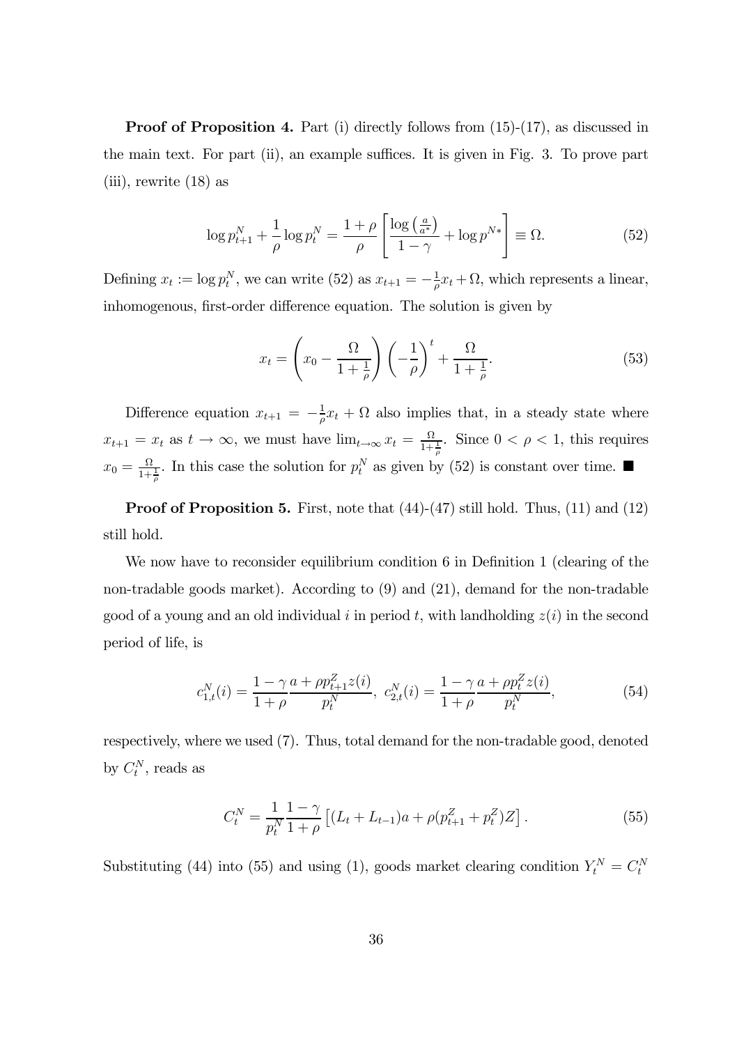**Proof of Proposition 4.** Part (i) directly follows from (15)-(17), as discussed in the main text. For part (ii), an example suffices. It is given in Fig. 3. To prove part (iii), rewrite (18) as

$$\log p_{t+1}^N + \frac{1}{\rho}\log p_t^N = \frac{1+\rho}{\rho}\left[\frac{\log\left(\frac{a}{a^*}\right)}{1-\gamma} + \log p^{N*}\right] \equiv \Omega. \tag{52}$$

Defining $x_t := \log p_t^N$, we can write (52) as $x_{t+1} = -\frac{1}{\rho}x_t + \Omega$, which represents a linear, inhomogenous, first-order difference equation. The solution is given by

$$x_t = \left(x_0 - \frac{\Omega}{1+\frac{1}{\rho}}\right)\left(-\frac{1}{\rho}\right)^t + \frac{\Omega}{1+\frac{1}{\rho}}. \tag{53}$$

Difference equation $x_{t+1} = -\frac{1}{\rho}x_t + \Omega$ also implies that, in a steady state where $x_{t+1} = x_t$ as $t \to \infty$, we must have $\lim_{t\to\infty} x_t = \frac{\Omega}{1+\frac{1}{\rho}}$. Since $0 < \rho < 1$, this requires $x_0 = \frac{\Omega}{1+\frac{1}{\rho}}$. In this case the solution for $p_t^N$ as given by (52) is constant over time. ■

**Proof of Proposition 5.** First, note that (44)-(47) still hold. Thus, (11) and (12) still hold.

We now have to reconsider equilibrium condition 6 in Definition 1 (clearing of the non-tradable goods market). According to (9) and (21), demand for the non-tradable good of a young and an old individual $i$ in period $t$, with landholding $z(i)$ in the second period of life, is

$$c_{1,t}^N(i) = \frac{1-\gamma}{1+\rho}\frac{a+\rho p_{t+1}^Z z(i)}{p_t^N},\ c_{2,t}^N(i) = \frac{1-\gamma}{1+\rho}\frac{a+\rho p_t^Z z(i)}{p_t^N}, \tag{54}$$

respectively, where we used (7). Thus, total demand for the non-tradable good, denoted by $C_t^N$, reads as

$$C_t^N = \frac{1}{p_t^N}\frac{1-\gamma}{1+\rho}\left[(L_t + L_{t-1})a + \rho(p_{t+1}^Z + p_t^Z)Z\right]. \tag{55}$$

Substituting (44) into (55) and using (1), goods market clearing condition $Y_t^N = C_t^N$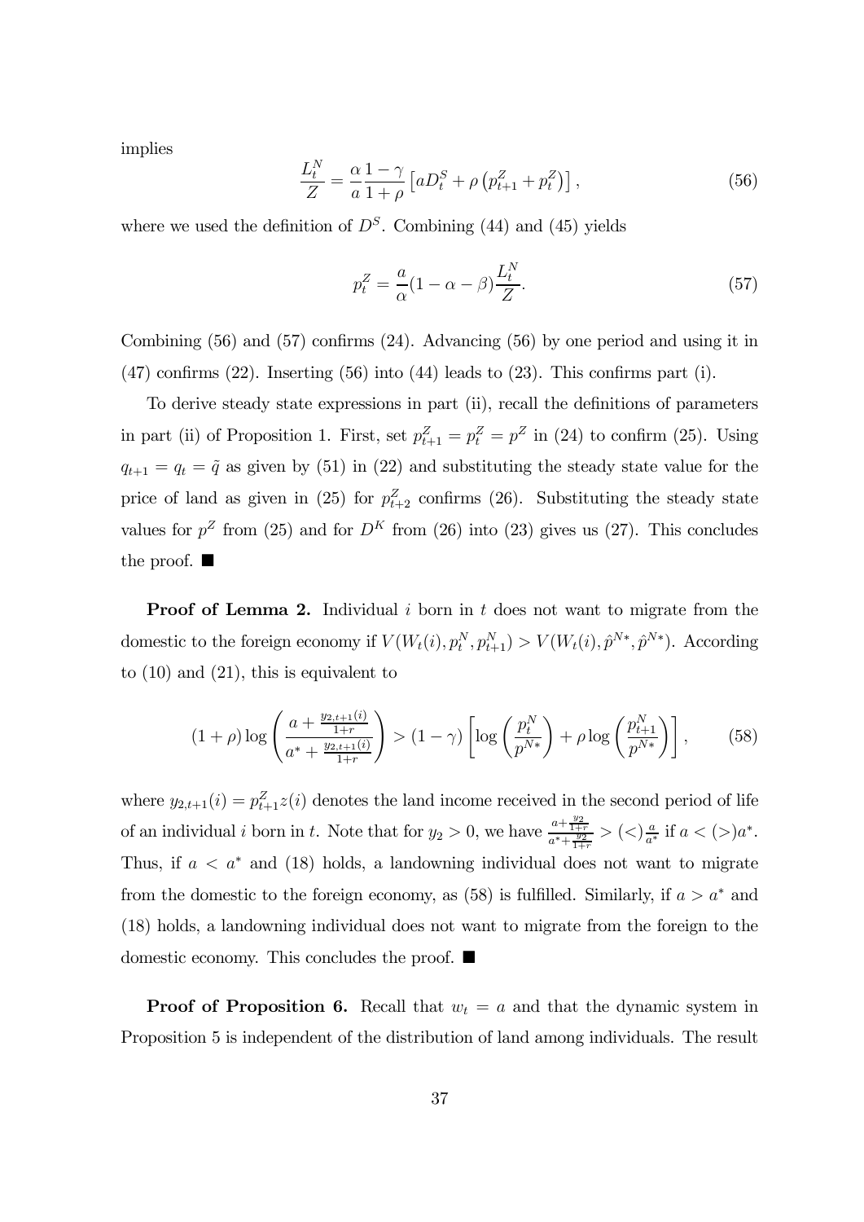implies

$$\frac{L_t^N}{Z} = \frac{\alpha}{a}\frac{1-\gamma}{1+\rho}\left[aD_t^S + \rho\left(p_{t+1}^Z + p_t^Z\right)\right], \tag{56}$$

where we used the definition of $D^S$. Combining (44) and (45) yields

$$p_t^Z = \frac{a}{\alpha}(1-\alpha-\beta)\frac{L_t^N}{Z}. \tag{57}$$

Combining (56) and (57) confirms (24). Advancing (56) by one period and using it in (47) confirms (22). Inserting (56) into (44) leads to (23). This confirms part (i).

To derive steady state expressions in part (ii), recall the definitions of parameters in part (ii) of Proposition 1. First, set $p_{t+1}^Z = p_t^Z = p^Z$ in (24) to confirm (25). Using $q_{t+1} = q_t = \tilde{q}$ as given by (51) in (22) and substituting the steady state value for the price of land as given in (25) for $p_{t+2}^Z$ confirms (26). Substituting the steady state values for $p^Z$ from (25) and for $D^K$ from (26) into (23) gives us (27). This concludes the proof. ■

**Proof of Lemma 2.** Individual $i$ born in $t$ does not want to migrate from the domestic to the foreign economy if $V(W_t(i), p_t^N, p_{t+1}^N) > V(W_t(i), \hat{p}^{N*}, \hat{p}^{N*})$. According to (10) and (21), this is equivalent to

$$(1+\rho)\log\left(\frac{a + \frac{y_{2,t+1}(i)}{1+r}}{a^* + \frac{y_{2,t+1}(i)}{1+r}}\right) > (1-\gamma)\left[\log\left(\frac{p_t^N}{p^{N*}}\right) + \rho\log\left(\frac{p_{t+1}^N}{p^{N*}}\right)\right], \tag{58}$$

where $y_{2,t+1}(i) = p_{t+1}^Z z(i)$ denotes the land income received in the second period of life of an individual $i$ born in $t$. Note that for $y_2 > 0$, we have $\frac{a+\frac{y_2}{1+r}}{a^*+\frac{y_2}{1+r}} > (<) \frac{a}{a^*}$ if $a < (>) a^*$. Thus, if $a < a^*$ and (18) holds, a landowning individual does not want to migrate from the domestic to the foreign economy, as (58) is fulfilled. Similarly, if $a > a^*$ and (18) holds, a landowning individual does not want to migrate from the foreign to the domestic economy. This concludes the proof. ■

**Proof of Proposition 6.** Recall that $w_t = a$ and that the dynamic system in Proposition 5 is independent of the distribution of land among individuals. The result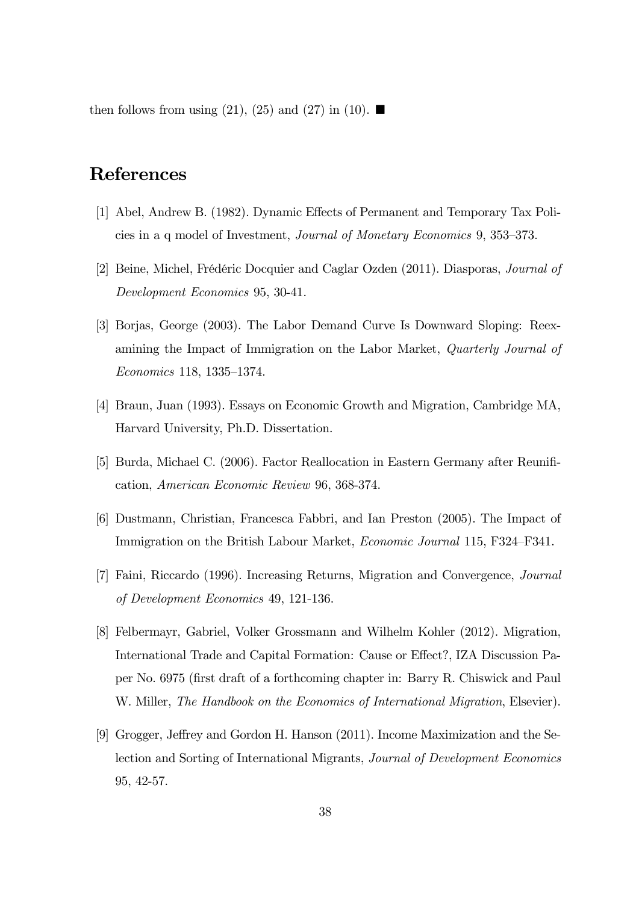then follows from using (21), (25) and (27) in (10). ■

# References

[1] Abel, Andrew B. (1982). Dynamic Effects of Permanent and Temporary Tax Policies in a q model of Investment, *Journal of Monetary Economics* 9, 353–373.

[2] Beine, Michel, Frédéric Docquier and Caglar Ozden (2011). Diasporas, *Journal of Development Economics* 95, 30-41.

[3] Borjas, George (2003). The Labor Demand Curve Is Downward Sloping: Reexamining the Impact of Immigration on the Labor Market, *Quarterly Journal of Economics* 118, 1335–1374.

[4] Braun, Juan (1993). Essays on Economic Growth and Migration, Cambridge MA, Harvard University, Ph.D. Dissertation.

[5] Burda, Michael C. (2006). Factor Reallocation in Eastern Germany after Reunification, *American Economic Review* 96, 368-374.

[6] Dustmann, Christian, Francesca Fabbri, and Ian Preston (2005). The Impact of Immigration on the British Labour Market, *Economic Journal* 115, F324–F341.

[7] Faini, Riccardo (1996). Increasing Returns, Migration and Convergence, *Journal of Development Economics* 49, 121-136.

[8] Felbermayr, Gabriel, Volker Grossmann and Wilhelm Kohler (2012). Migration, International Trade and Capital Formation: Cause or Effect?, IZA Discussion Paper No. 6975 (first draft of a forthcoming chapter in: Barry R. Chiswick and Paul W. Miller, *The Handbook on the Economics of International Migration*, Elsevier).

[9] Grogger, Jeffrey and Gordon H. Hanson (2011). Income Maximization and the Selection and Sorting of International Migrants, *Journal of Development Economics* 95, 42-57.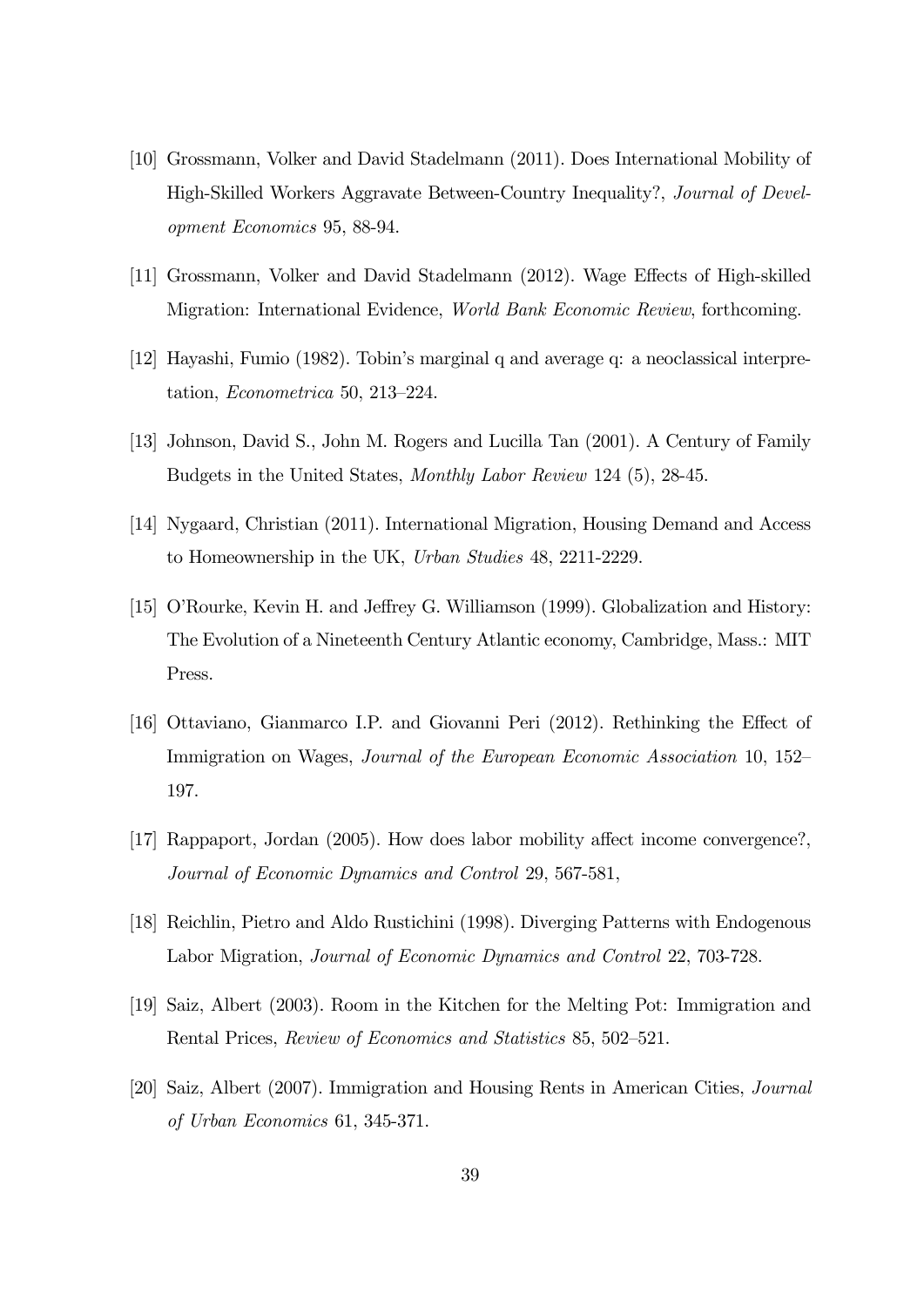[10] Grossmann, Volker and David Stadelmann (2011). Does International Mobility of High-Skilled Workers Aggravate Between-Country Inequality?, *Journal of Development Economics* 95, 88-94.

[11] Grossmann, Volker and David Stadelmann (2012). Wage Effects of High-skilled Migration: International Evidence, *World Bank Economic Review*, forthcoming.

[12] Hayashi, Fumio (1982). Tobin's marginal q and average q: a neoclassical interpretation, *Econometrica* 50, 213–224.

[13] Johnson, David S., John M. Rogers and Lucilla Tan (2001). A Century of Family Budgets in the United States, *Monthly Labor Review* 124 (5), 28-45.

[14] Nygaard, Christian (2011). International Migration, Housing Demand and Access to Homeownership in the UK, *Urban Studies* 48, 2211-2229.

[15] O'Rourke, Kevin H. and Jeffrey G. Williamson (1999). Globalization and History: The Evolution of a Nineteenth Century Atlantic economy, Cambridge, Mass.: MIT Press.

[16] Ottaviano, Gianmarco I.P. and Giovanni Peri (2012). Rethinking the Effect of Immigration on Wages, *Journal of the European Economic Association* 10, 152–197.

[17] Rappaport, Jordan (2005). How does labor mobility affect income convergence?, *Journal of Economic Dynamics and Control* 29, 567-581,

[18] Reichlin, Pietro and Aldo Rustichini (1998). Diverging Patterns with Endogenous Labor Migration, *Journal of Economic Dynamics and Control* 22, 703-728.

[19] Saiz, Albert (2003). Room in the Kitchen for the Melting Pot: Immigration and Rental Prices, *Review of Economics and Statistics* 85, 502–521.

[20] Saiz, Albert (2007). Immigration and Housing Rents in American Cities, *Journal of Urban Economics* 61, 345-371.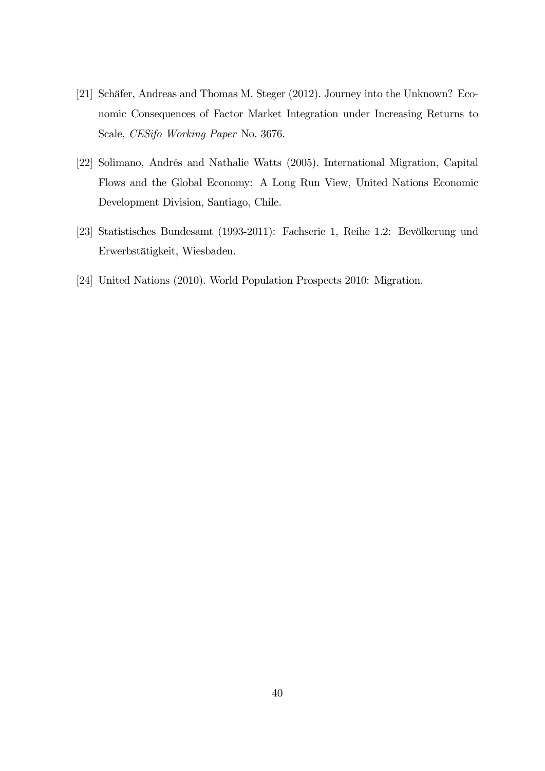[21] Schäfer, Andreas and Thomas M. Steger (2012). Journey into the Unknown? Economic Consequences of Factor Market Integration under Increasing Returns to Scale, *CESifo Working Paper* No. 3676.

[22] Solimano, Andrés and Nathalie Watts (2005). International Migration, Capital Flows and the Global Economy: A Long Run View, United Nations Economic Development Division, Santiago, Chile.

[23] Statistisches Bundesamt (1993-2011): Fachserie 1, Reihe 1.2: Bevölkerung und Erwerbstätigkeit, Wiesbaden.

[24] United Nations (2010). World Population Prospects 2010: Migration.